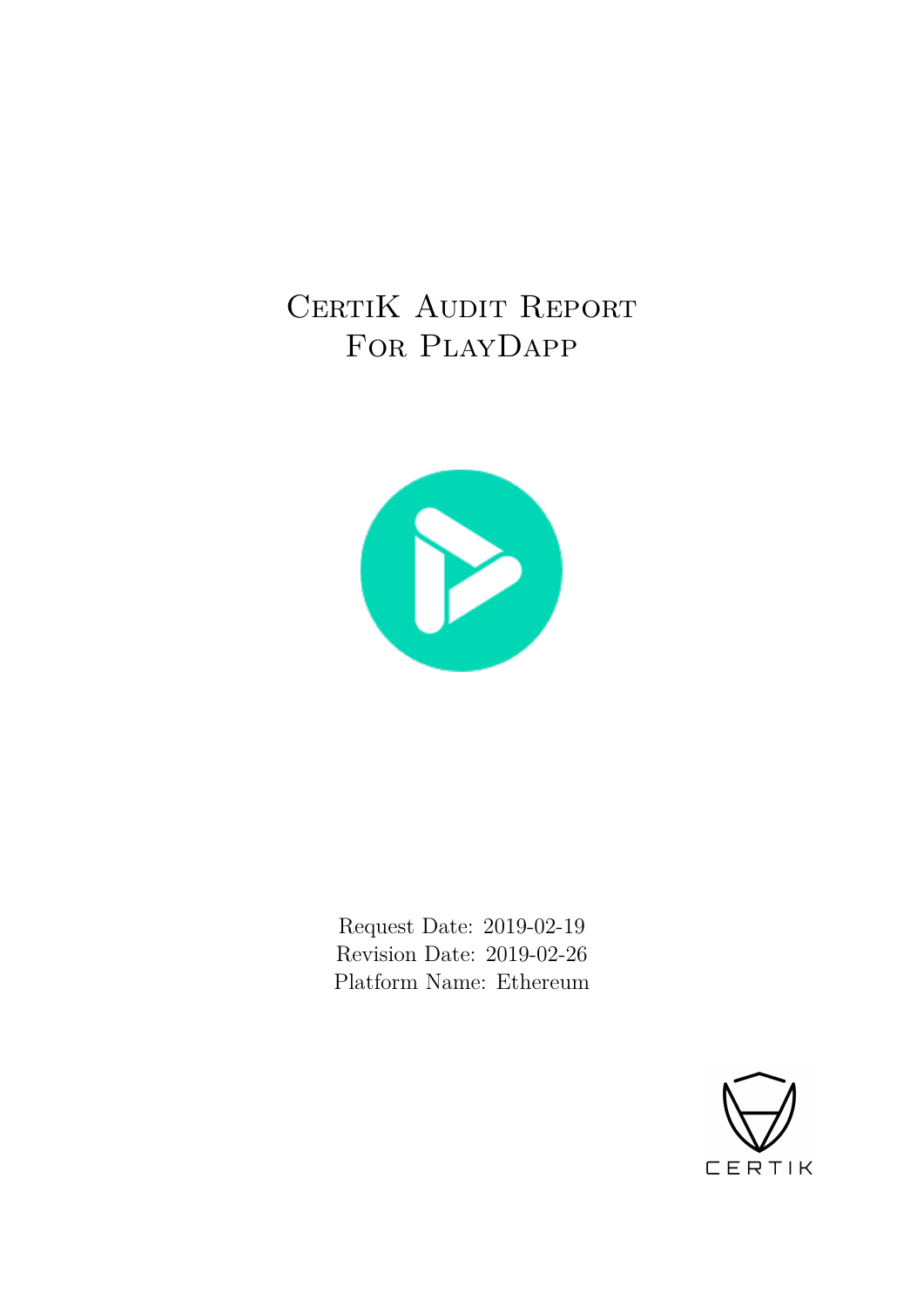# CertiK Audit Report For PlayDapp

Request Date: 2019-02-19
Revision Date: 2019-02-26
Platform Name: Ethereum

CERTIK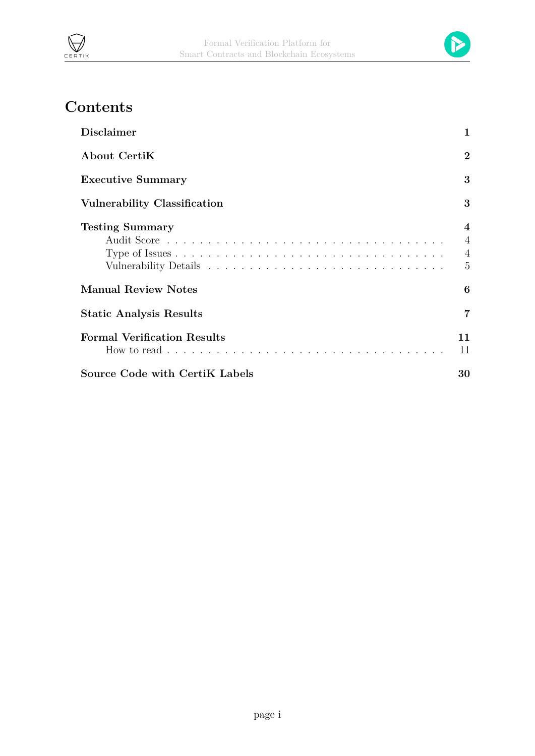# Contents

| | |
|---|---|
| **Disclaimer** | **1** |
| **About CertiK** | **2** |
| **Executive Summary** | **3** |
| **Vulnerability Classification** | **3** |
| **Testing Summary** | **4** |
| Audit Score | 4 |
| Type of Issues | 4 |
| Vulnerability Details | 5 |
| **Manual Review Notes** | **6** |
| **Static Analysis Results** | **7** |
| **Formal Verification Results** | **11** |
| How to read | 11 |
| **Source Code with CertiK Labels** | **30** |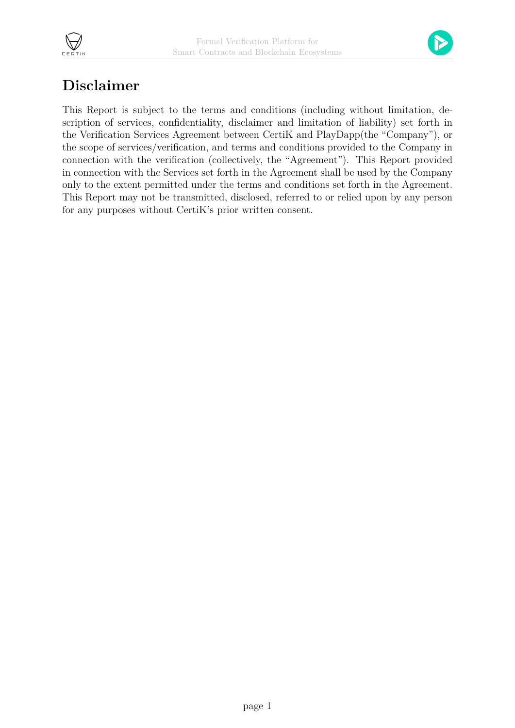# Disclaimer

This Report is subject to the terms and conditions (including without limitation, description of services, confidentiality, disclaimer and limitation of liability) set forth in the Verification Services Agreement between CertiK and PlayDapp(the "Company"), or the scope of services/verification, and terms and conditions provided to the Company in connection with the verification (collectively, the "Agreement"). This Report provided in connection with the Services set forth in the Agreement shall be used by the Company only to the extent permitted under the terms and conditions set forth in the Agreement. This Report may not be transmitted, disclosed, referred to or relied upon by any person for any purposes without CertiK's prior written consent.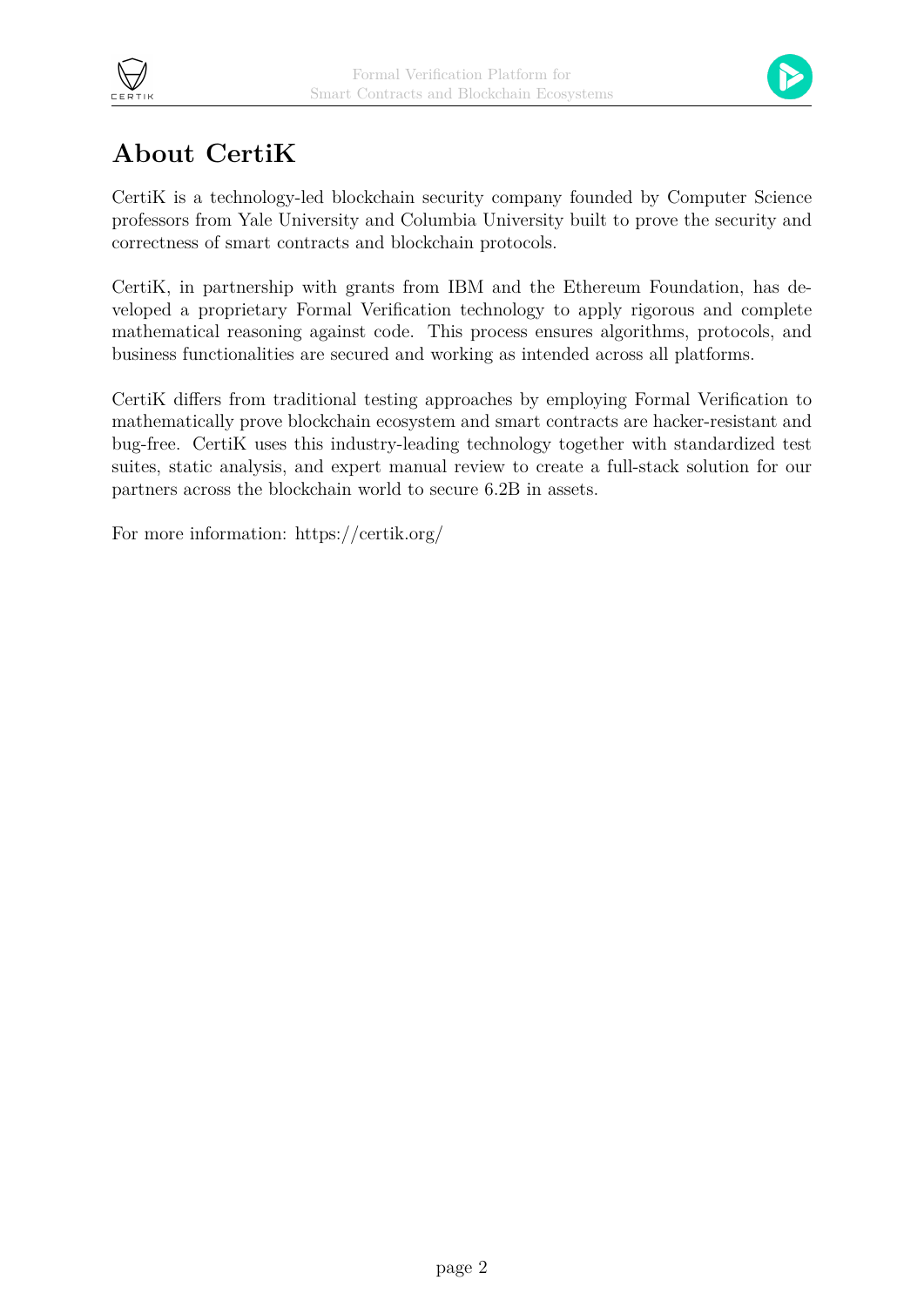# About CertiK

CertiK is a technology-led blockchain security company founded by Computer Science professors from Yale University and Columbia University built to prove the security and correctness of smart contracts and blockchain protocols.

CertiK, in partnership with grants from IBM and the Ethereum Foundation, has developed a proprietary Formal Verification technology to apply rigorous and complete mathematical reasoning against code. This process ensures algorithms, protocols, and business functionalities are secured and working as intended across all platforms.

CertiK differs from traditional testing approaches by employing Formal Verification to mathematically prove blockchain ecosystem and smart contracts are hacker-resistant and bug-free. CertiK uses this industry-leading technology together with standardized test suites, static analysis, and expert manual review to create a full-stack solution for our partners across the blockchain world to secure 6.2B in assets.

For more information: https://certik.org/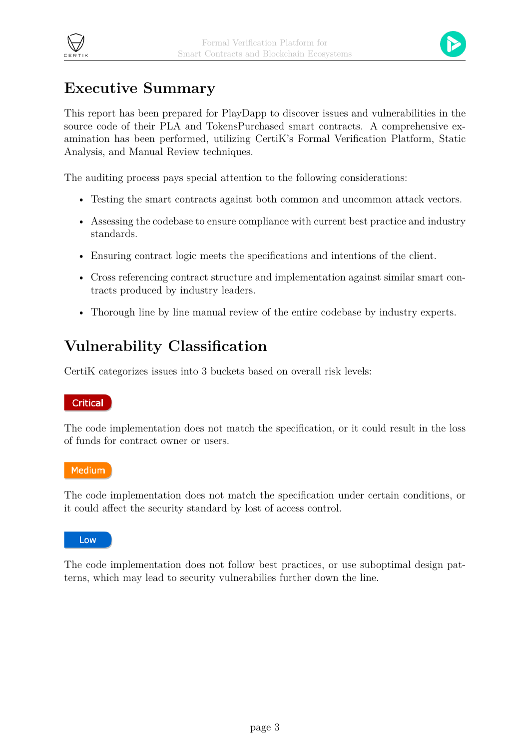# Executive Summary

This report has been prepared for PlayDapp to discover issues and vulnerabilities in the source code of their PLA and TokensPurchased smart contracts. A comprehensive examination has been performed, utilizing CertiK's Formal Verification Platform, Static Analysis, and Manual Review techniques.

The auditing process pays special attention to the following considerations:

- Testing the smart contracts against both common and uncommon attack vectors.
- Assessing the codebase to ensure compliance with current best practice and industry standards.
- Ensuring contract logic meets the specifications and intentions of the client.
- Cross referencing contract structure and implementation against similar smart contracts produced by industry leaders.
- Thorough line by line manual review of the entire codebase by industry experts.

# Vulnerability Classification

CertiK categorizes issues into 3 buckets based on overall risk levels:

**Critical**

The code implementation does not match the specification, or it could result in the loss of funds for contract owner or users.

**Medium**

The code implementation does not match the specification under certain conditions, or it could affect the security standard by lost of access control.

**Low**

The code implementation does not follow best practices, or use suboptimal design patterns, which may lead to security vulnerabilies further down the line.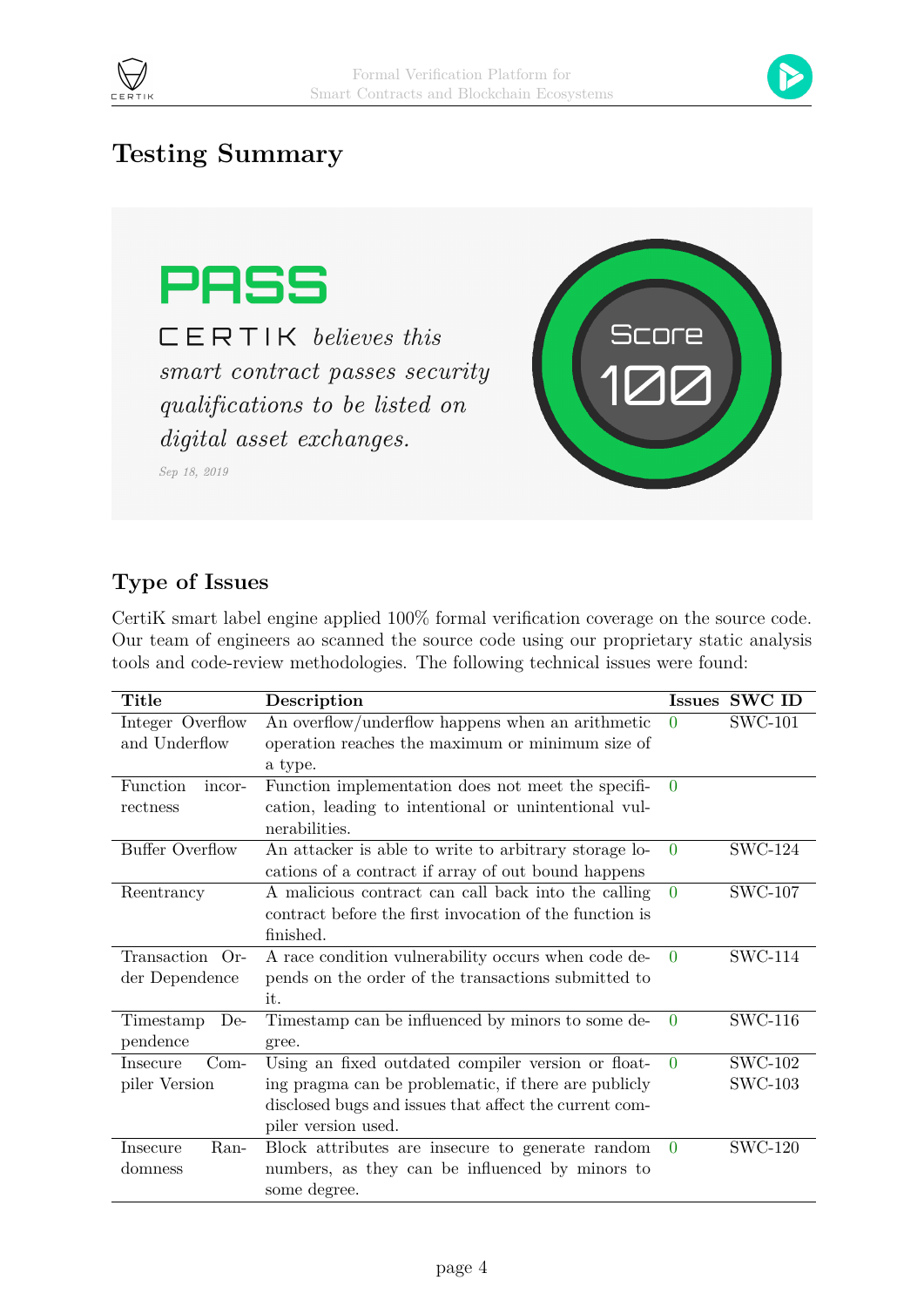# Testing Summary

**PASS**

CERTIK *believes this smart contract passes security qualifications to be listed on digital asset exchanges.*

*Sep 18, 2019*

Score
100

## Type of Issues

CertiK smart label engine applied 100% formal verification coverage on the source code. Our team of engineers ao scanned the source code using our proprietary static analysis tools and code-review methodologies. The following technical issues were found:

| Title | Description | Issues | SWC ID |
|---|---|---|---|
| Integer Overflow and Underflow | An overflow/underflow happens when an arithmetic operation reaches the maximum or minimum size of a type. | 0 | SWC-101 |
| Function incorrectness | Function implementation does not meet the specification, leading to intentional or unintentional vulnerabilities. | 0 | |
| Buffer Overflow | An attacker is able to write to arbitrary storage locations of a contract if array of out bound happens | 0 | SWC-124 |
| Reentrancy | A malicious contract can call back into the calling contract before the first invocation of the function is finished. | 0 | SWC-107 |
| Transaction Order Dependence | A race condition vulnerability occurs when code depends on the order of the transactions submitted to it. | 0 | SWC-114 |
| Timestamp Dependence | Timestamp can be influenced by minors to some degree. | 0 | SWC-116 |
| Insecure Compiler Version | Using an fixed outdated compiler version or floating pragma can be problematic, if there are publicly disclosed bugs and issues that affect the current compiler version used. | 0 | SWC-102 SWC-103 |
| Insecure Randomness | Block attributes are insecure to generate random numbers, as they can be influenced by minors to some degree. | 0 | SWC-120 |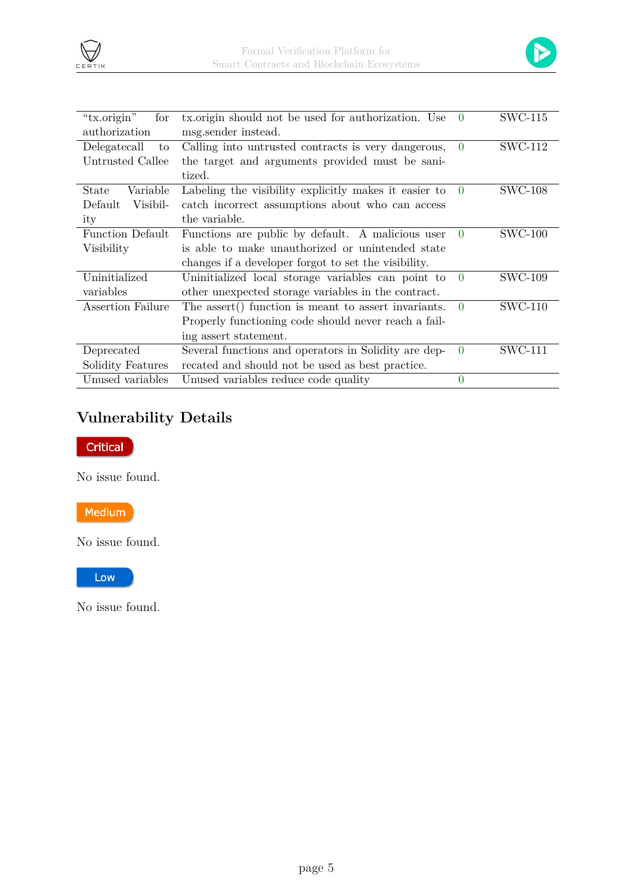| | | | |
|---|---|---|---|
| "tx.origin" for authorization | tx.origin should not be used for authorization. Use msg.sender instead. | 0 | SWC-115 |
| Delegatecall to Untrusted Callee | Calling into untrusted contracts is very dangerous, the target and arguments provided must be sanitized. | 0 | SWC-112 |
| State Variable Default Visibility | Labeling the visibility explicitly makes it easier to catch incorrect assumptions about who can access the variable. | 0 | SWC-108 |
| Function Default Visibility | Functions are public by default. A malicious user is able to make unauthorized or unintended state changes if a developer forgot to set the visibility. | 0 | SWC-100 |
| Uninitialized variables | Uninitialized local storage variables can point to other unexpected storage variables in the contract. | 0 | SWC-109 |
| Assertion Failure | The assert() function is meant to assert invariants. Properly functioning code should never reach a failing assert statement. | 0 | SWC-110 |
| Deprecated Solidity Features | Several functions and operators in Solidity are deprecated and should not be used as best practice. | 0 | SWC-111 |
| Unused variables | Unused variables reduce code quality | 0 | |

## Vulnerability Details

**Critical**

No issue found.

**Medium**

No issue found.

**Low**

No issue found.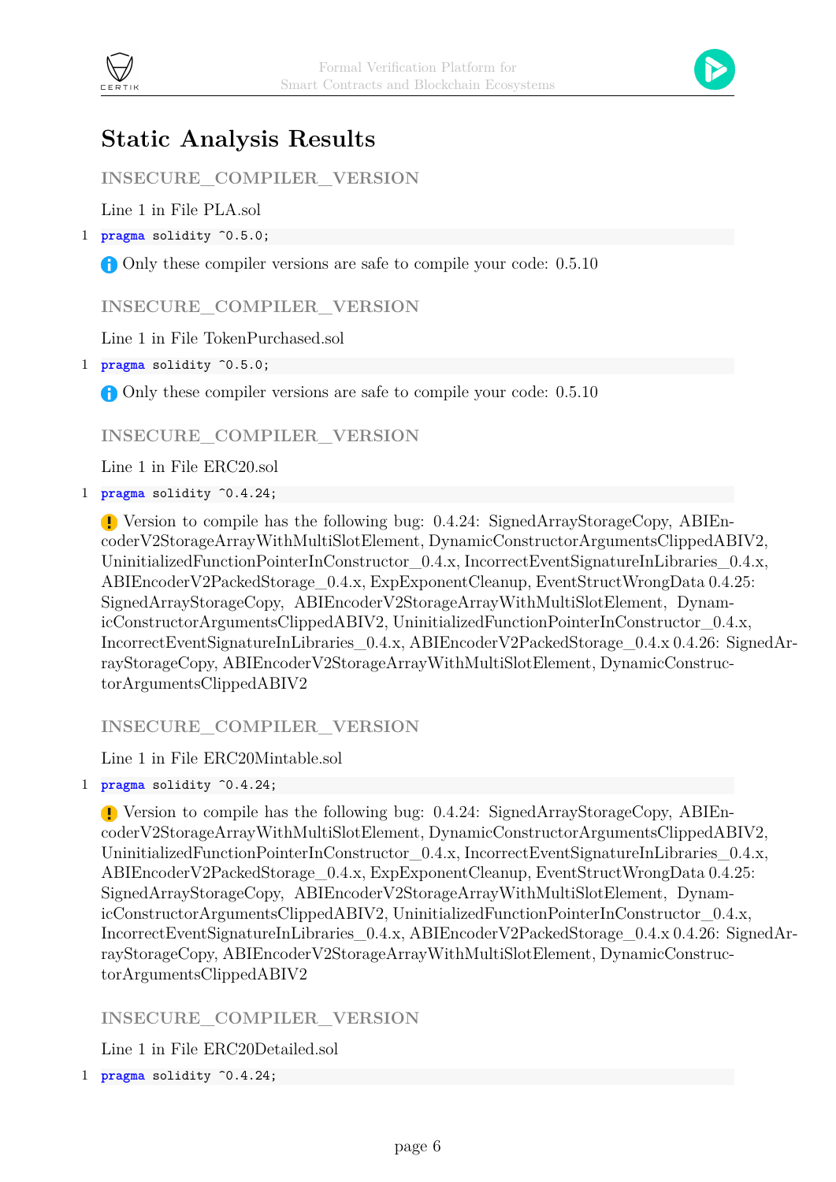# Static Analysis Results

### INSECURE_COMPILER_VERSION

Line 1 in File PLA.sol

```
1 pragma solidity ^0.5.0;
```

ⓘ Only these compiler versions are safe to compile your code: 0.5.10

### INSECURE_COMPILER_VERSION

Line 1 in File TokenPurchased.sol

```
1 pragma solidity ^0.5.0;
```

ⓘ Only these compiler versions are safe to compile your code: 0.5.10

### INSECURE_COMPILER_VERSION

Line 1 in File ERC20.sol

```
1 pragma solidity ^0.4.24;
```

! Version to compile has the following bug: 0.4.24: SignedArrayStorageCopy, ABIEncoderV2StorageArrayWithMultiSlotElement, DynamicConstructorArgumentsClippedABIV2, UninitializedFunctionPointerInConstructor_0.4.x, IncorrectEventSignatureInLibraries_0.4.x, ABIEncoderV2PackedStorage_0.4.x, ExpExponentCleanup, EventStructWrongData 0.4.25: SignedArrayStorageCopy, ABIEncoderV2StorageArrayWithMultiSlotElement, DynamicConstructorArgumentsClippedABIV2, UninitializedFunctionPointerInConstructor_0.4.x, IncorrectEventSignatureInLibraries_0.4.x, ABIEncoderV2PackedStorage_0.4.x 0.4.26: SignedArrayStorageCopy, ABIEncoderV2StorageArrayWithMultiSlotElement, DynamicConstructorArgumentsClippedABIV2

### INSECURE_COMPILER_VERSION

Line 1 in File ERC20Mintable.sol

```
1 pragma solidity ^0.4.24;
```

! Version to compile has the following bug: 0.4.24: SignedArrayStorageCopy, ABIEncoderV2StorageArrayWithMultiSlotElement, DynamicConstructorArgumentsClippedABIV2, UninitializedFunctionPointerInConstructor_0.4.x, IncorrectEventSignatureInLibraries_0.4.x, ABIEncoderV2PackedStorage_0.4.x, ExpExponentCleanup, EventStructWrongData 0.4.25: SignedArrayStorageCopy, ABIEncoderV2StorageArrayWithMultiSlotElement, DynamicConstructorArgumentsClippedABIV2, UninitializedFunctionPointerInConstructor_0.4.x, IncorrectEventSignatureInLibraries_0.4.x, ABIEncoderV2PackedStorage_0.4.x 0.4.26: SignedArrayStorageCopy, ABIEncoderV2StorageArrayWithMultiSlotElement, DynamicConstructorArgumentsClippedABIV2

### INSECURE_COMPILER_VERSION

Line 1 in File ERC20Detailed.sol

```
1 pragma solidity ^0.4.24;
```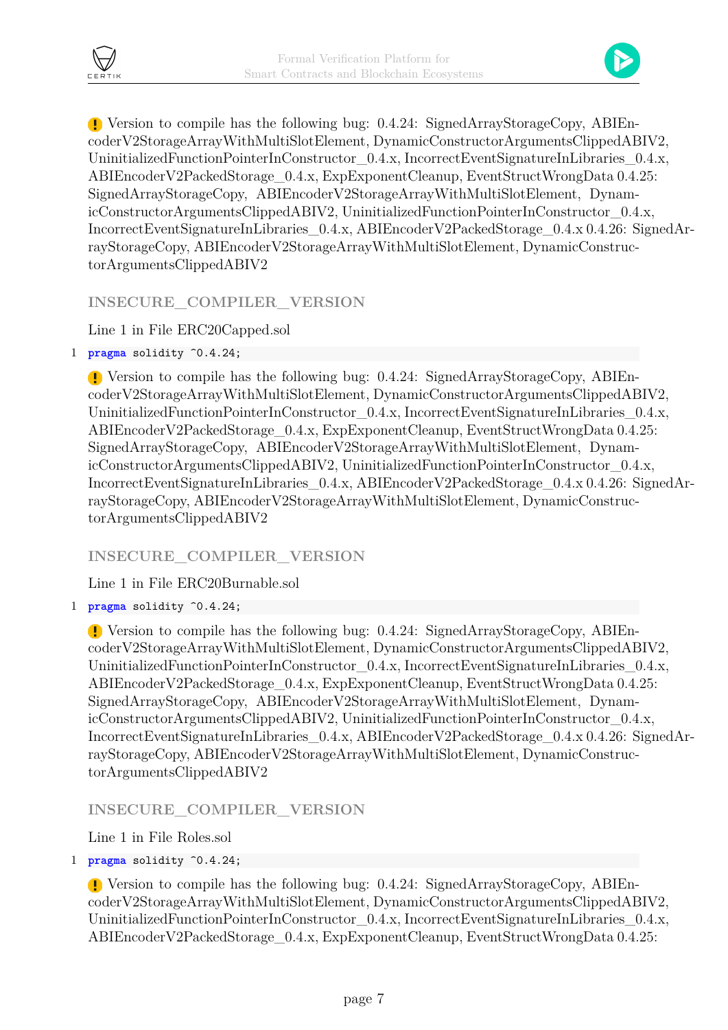❗ Version to compile has the following bug: 0.4.24: SignedArrayStorageCopy, ABIEncoderV2StorageArrayWithMultiSlotElement, DynamicConstructorArgumentsClippedABIV2, UninitializedFunctionPointerInConstructor_0.4.x, IncorrectEventSignatureInLibraries_0.4.x, ABIEncoderV2PackedStorage_0.4.x, ExpExponentCleanup, EventStructWrongData 0.4.25: SignedArrayStorageCopy, ABIEncoderV2StorageArrayWithMultiSlotElement, DynamicConstructorArgumentsClippedABIV2, UninitializedFunctionPointerInConstructor_0.4.x, IncorrectEventSignatureInLibraries_0.4.x, ABIEncoderV2PackedStorage_0.4.x 0.4.26: SignedArrayStorageCopy, ABIEncoderV2StorageArrayWithMultiSlotElement, DynamicConstructorArgumentsClippedABIV2

### INSECURE_COMPILER_VERSION

Line 1 in File ERC20Capped.sol

```
1 pragma solidity ^0.4.24;
```

❗ Version to compile has the following bug: 0.4.24: SignedArrayStorageCopy, ABIEncoderV2StorageArrayWithMultiSlotElement, DynamicConstructorArgumentsClippedABIV2, UninitializedFunctionPointerInConstructor_0.4.x, IncorrectEventSignatureInLibraries_0.4.x, ABIEncoderV2PackedStorage_0.4.x, ExpExponentCleanup, EventStructWrongData 0.4.25: SignedArrayStorageCopy, ABIEncoderV2StorageArrayWithMultiSlotElement, DynamicConstructorArgumentsClippedABIV2, UninitializedFunctionPointerInConstructor_0.4.x, IncorrectEventSignatureInLibraries_0.4.x, ABIEncoderV2PackedStorage_0.4.x 0.4.26: SignedArrayStorageCopy, ABIEncoderV2StorageArrayWithMultiSlotElement, DynamicConstructorArgumentsClippedABIV2

### INSECURE_COMPILER_VERSION

Line 1 in File ERC20Burnable.sol

```
1 pragma solidity ^0.4.24;
```

❗ Version to compile has the following bug: 0.4.24: SignedArrayStorageCopy, ABIEncoderV2StorageArrayWithMultiSlotElement, DynamicConstructorArgumentsClippedABIV2, UninitializedFunctionPointerInConstructor_0.4.x, IncorrectEventSignatureInLibraries_0.4.x, ABIEncoderV2PackedStorage_0.4.x, ExpExponentCleanup, EventStructWrongData 0.4.25: SignedArrayStorageCopy, ABIEncoderV2StorageArrayWithMultiSlotElement, DynamicConstructorArgumentsClippedABIV2, UninitializedFunctionPointerInConstructor_0.4.x, IncorrectEventSignatureInLibraries_0.4.x, ABIEncoderV2PackedStorage_0.4.x 0.4.26: SignedArrayStorageCopy, ABIEncoderV2StorageArrayWithMultiSlotElement, DynamicConstructorArgumentsClippedABIV2

### INSECURE_COMPILER_VERSION

Line 1 in File Roles.sol

```
1 pragma solidity ^0.4.24;
```

❗ Version to compile has the following bug: 0.4.24: SignedArrayStorageCopy, ABIEncoderV2StorageArrayWithMultiSlotElement, DynamicConstructorArgumentsClippedABIV2, UninitializedFunctionPointerInConstructor_0.4.x, IncorrectEventSignatureInLibraries_0.4.x, ABIEncoderV2PackedStorage_0.4.x, ExpExponentCleanup, EventStructWrongData 0.4.25: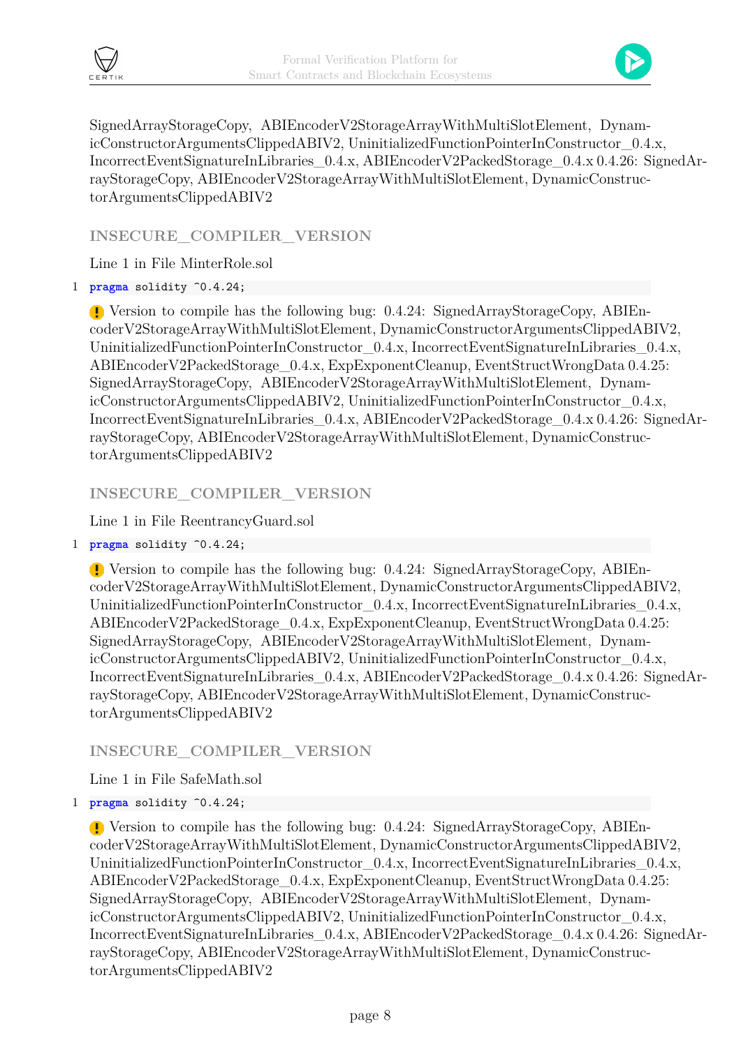SignedArrayStorageCopy, ABIEncoderV2StorageArrayWithMultiSlotElement, DynamicConstructorArgumentsClippedABIV2, UninitializedFunctionPointerInConstructor_0.4.x, IncorrectEventSignatureInLibraries_0.4.x, ABIEncoderV2PackedStorage_0.4.x 0.4.26: SignedArrayStorageCopy, ABIEncoderV2StorageArrayWithMultiSlotElement, DynamicConstructorArgumentsClippedABIV2

### INSECURE_COMPILER_VERSION

Line 1 in File MinterRole.sol

```
1 pragma solidity ^0.4.24;
```

Version to compile has the following bug: 0.4.24: SignedArrayStorageCopy, ABIEncoderV2StorageArrayWithMultiSlotElement, DynamicConstructorArgumentsClippedABIV2, UninitializedFunctionPointerInConstructor_0.4.x, IncorrectEventSignatureInLibraries_0.4.x, ABIEncoderV2PackedStorage_0.4.x, ExpExponentCleanup, EventStructWrongData 0.4.25: SignedArrayStorageCopy, ABIEncoderV2StorageArrayWithMultiSlotElement, DynamicConstructorArgumentsClippedABIV2, UninitializedFunctionPointerInConstructor_0.4.x, IncorrectEventSignatureInLibraries_0.4.x, ABIEncoderV2PackedStorage_0.4.x 0.4.26: SignedArrayStorageCopy, ABIEncoderV2StorageArrayWithMultiSlotElement, DynamicConstructorArgumentsClippedABIV2

### INSECURE_COMPILER_VERSION

Line 1 in File ReentrancyGuard.sol

```
1 pragma solidity ^0.4.24;
```

Version to compile has the following bug: 0.4.24: SignedArrayStorageCopy, ABIEncoderV2StorageArrayWithMultiSlotElement, DynamicConstructorArgumentsClippedABIV2, UninitializedFunctionPointerInConstructor_0.4.x, IncorrectEventSignatureInLibraries_0.4.x, ABIEncoderV2PackedStorage_0.4.x, ExpExponentCleanup, EventStructWrongData 0.4.25: SignedArrayStorageCopy, ABIEncoderV2StorageArrayWithMultiSlotElement, DynamicConstructorArgumentsClippedABIV2, UninitializedFunctionPointerInConstructor_0.4.x, IncorrectEventSignatureInLibraries_0.4.x, ABIEncoderV2PackedStorage_0.4.x 0.4.26: SignedArrayStorageCopy, ABIEncoderV2StorageArrayWithMultiSlotElement, DynamicConstructorArgumentsClippedABIV2

### INSECURE_COMPILER_VERSION

Line 1 in File SafeMath.sol

```
1 pragma solidity ^0.4.24;
```

Version to compile has the following bug: 0.4.24: SignedArrayStorageCopy, ABIEncoderV2StorageArrayWithMultiSlotElement, DynamicConstructorArgumentsClippedABIV2, UninitializedFunctionPointerInConstructor_0.4.x, IncorrectEventSignatureInLibraries_0.4.x, ABIEncoderV2PackedStorage_0.4.x, ExpExponentCleanup, EventStructWrongData 0.4.25: SignedArrayStorageCopy, ABIEncoderV2StorageArrayWithMultiSlotElement, DynamicConstructorArgumentsClippedABIV2, UninitializedFunctionPointerInConstructor_0.4.x, IncorrectEventSignatureInLibraries_0.4.x, ABIEncoderV2PackedStorage_0.4.x 0.4.26: SignedArrayStorageCopy, ABIEncoderV2StorageArrayWithMultiSlotElement, DynamicConstructorArgumentsClippedABIV2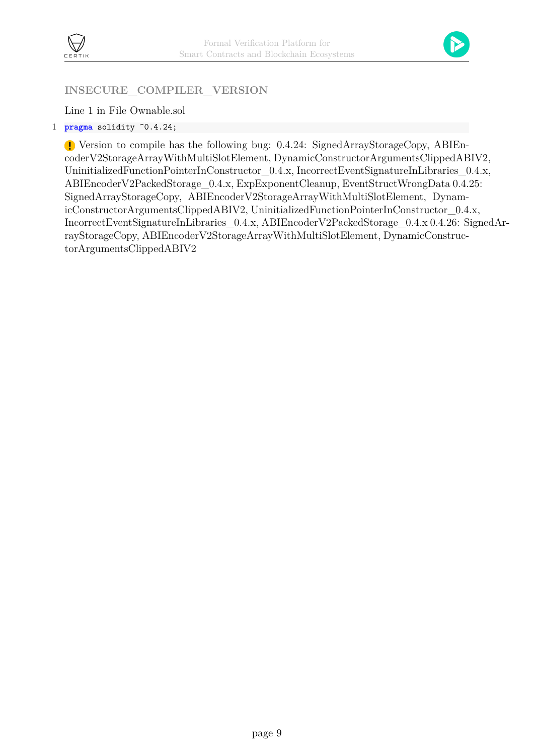### INSECURE_COMPILER_VERSION

Line 1 in File Ownable.sol

```
1 pragma solidity ^0.4.24;
```

! Version to compile has the following bug: 0.4.24: SignedArrayStorageCopy, ABIEncoderV2StorageArrayWithMultiSlotElement, DynamicConstructorArgumentsClippedABIV2, UninitializedFunctionPointerInConstructor_0.4.x, IncorrectEventSignatureInLibraries_0.4.x, ABIEncoderV2PackedStorage_0.4.x, ExpExponentCleanup, EventStructWrongData 0.4.25: SignedArrayStorageCopy, ABIEncoderV2StorageArrayWithMultiSlotElement, DynamicConstructorArgumentsClippedABIV2, UninitializedFunctionPointerInConstructor_0.4.x, IncorrectEventSignatureInLibraries_0.4.x, ABIEncoderV2PackedStorage_0.4.x 0.4.26: SignedArrayStorageCopy, ABIEncoderV2StorageArrayWithMultiSlotElement, DynamicConstructorArgumentsClippedABIV2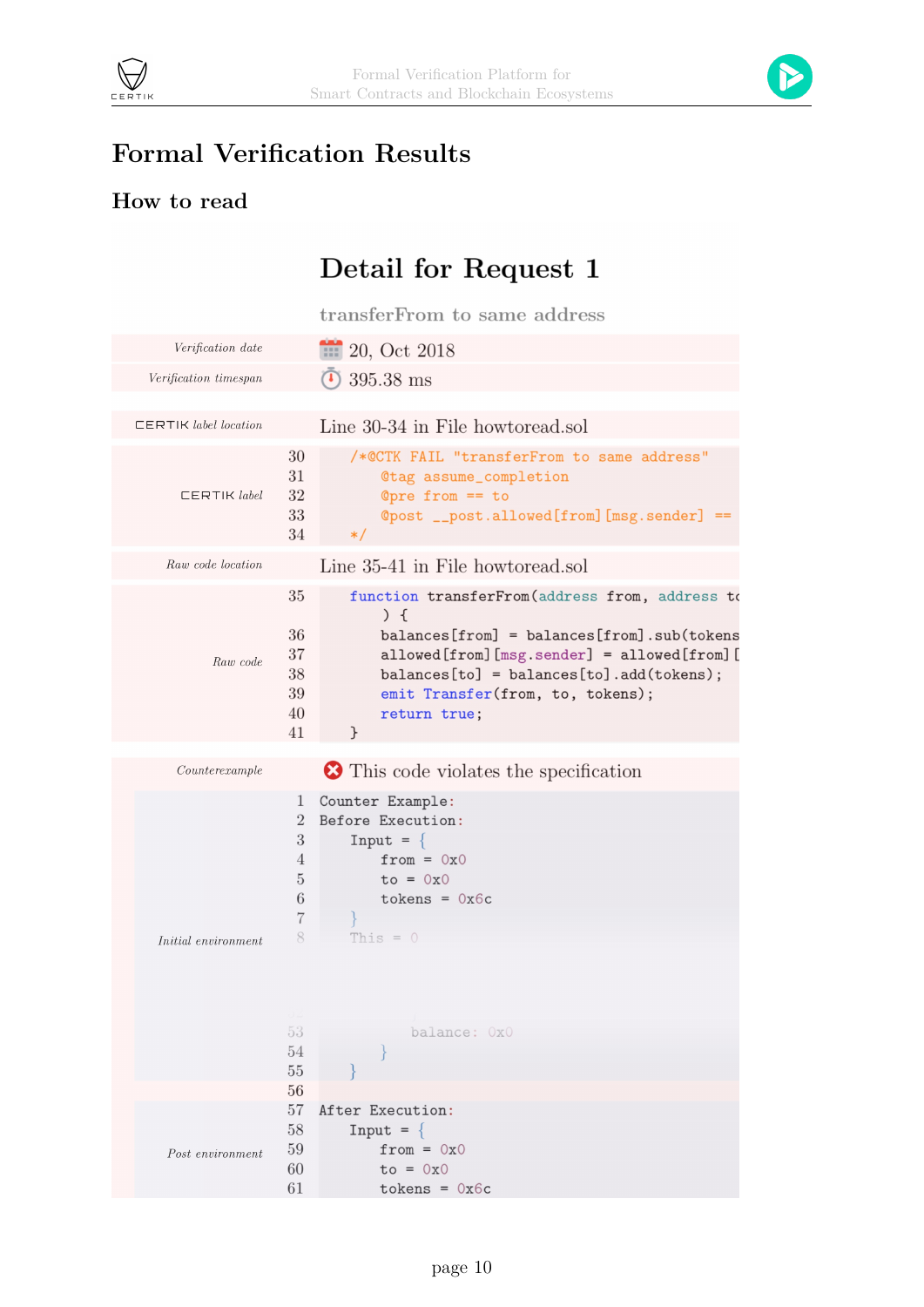# Formal Verification Results

## How to read

### Detail for Request 1

transferFrom to same address

| | |
|---|---|
| *Verification date* | 20, Oct 2018 |
| *Verification timespan* | 395.38 ms |
| CERTIK *label location* | Line 30-34 in File howtoread.sol |

CERTIK *label*

```
30    /*@CTK FAIL "transferFrom to same address"
31        @tag assume_completion
32        @pre from == to
33        @post __post.allowed[from][msg.sender] ==
34    */
```

*Raw code location*: Line 35-41 in File howtoread.sol

*Raw code*

```
35    function transferFrom(address from, address to
          ) {
36        balances[from] = balances[from].sub(tokens
37        allowed[from][msg.sender] = allowed[from][
38        balances[to] = balances[to].add(tokens);
39        emit Transfer(from, to, tokens);
40        return true;
41    }
```

*Counterexample*: This code violates the specification

*Initial environment*

```
1   Counter Example:
2   Before Execution:
3       Input = {
4           from = 0x0
5           to = 0x0
6           tokens = 0x6c
7       }
8       This = 0
...
53              balance: 0x0
54          }
55      }
56
```

*Post environment*

```
57  After Execution:
58      Input = {
59          from = 0x0
60          to = 0x0
61          tokens = 0x6c
```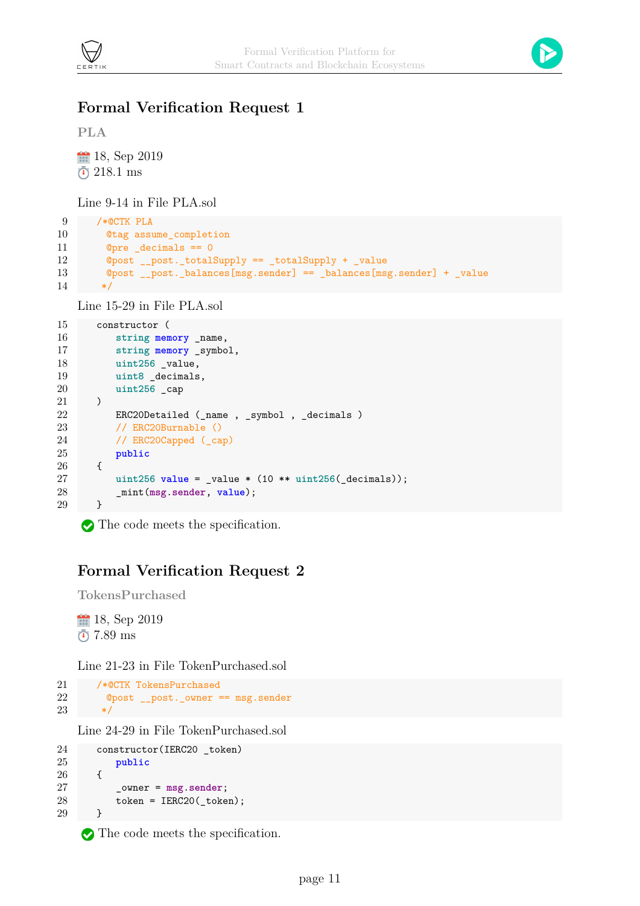## Formal Verification Request 1

**PLA**

18, Sep 2019
218.1 ms

Line 9-14 in File PLA.sol

```
9     /*@CTK PLA
10      @tag assume_completion
11      @pre _decimals == 0
12      @post __post._totalSupply == _totalSupply + _value
13      @post __post._balances[msg.sender] == _balances[msg.sender] + _value
14     */
```

Line 15-29 in File PLA.sol

```
15    constructor (
16        string memory _name,
17        string memory _symbol,
18        uint256 _value,
19        uint8 _decimals,
20        uint256 _cap
21    )
22        ERC20Detailed (_name , _symbol , _decimals )
23        // ERC20Burnable ()
24        // ERC20Capped (_cap)
25        public
26    {
27        uint256 value = _value * (10 ** uint256(_decimals));
28        _mint(msg.sender, value);
29    }
```

The code meets the specification.

## Formal Verification Request 2

**TokensPurchased**

18, Sep 2019
7.89 ms

Line 21-23 in File TokenPurchased.sol

```
21    /*@CTK TokensPurchased
22      @post __post._owner == msg.sender
23     */
```

Line 24-29 in File TokenPurchased.sol

```
24    constructor(IERC20 _token)
25        public
26    {
27        _owner = msg.sender;
28        token = IERC20(_token);
29    }
```

The code meets the specification.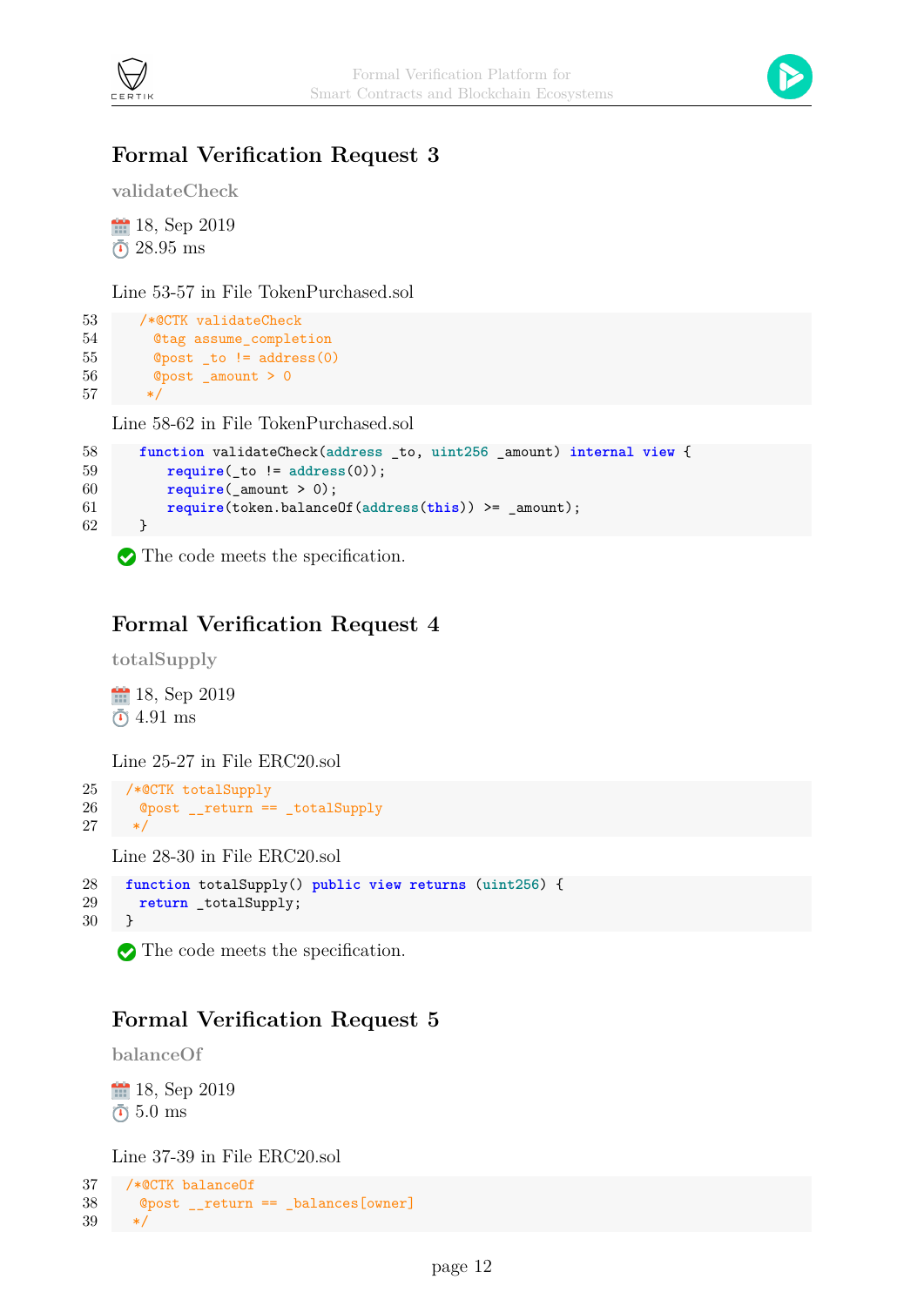## Formal Verification Request 3

**validateCheck**

18, Sep 2019
28.95 ms

Line 53-57 in File TokenPurchased.sol

```
53    /*@CTK validateCheck
54      @tag assume_completion
55      @post _to != address(0)
56      @post _amount > 0
57     */
```

Line 58-62 in File TokenPurchased.sol

```
58    function validateCheck(address _to, uint256 _amount) internal view {
59        require(_to != address(0));
60        require(_amount > 0);
61        require(token.balanceOf(address(this)) >= _amount);
62    }
```

✅ The code meets the specification.

## Formal Verification Request 4

**totalSupply**

18, Sep 2019
4.91 ms

Line 25-27 in File ERC20.sol

```
25  /*@CTK totalSupply
26    @post __return == _totalSupply
27   */
```

Line 28-30 in File ERC20.sol

```
28  function totalSupply() public view returns (uint256) {
29    return _totalSupply;
30  }
```

✅ The code meets the specification.

## Formal Verification Request 5

**balanceOf**

18, Sep 2019
5.0 ms

Line 37-39 in File ERC20.sol

```
37  /*@CTK balanceOf
38    @post __return == _balances[owner]
39   */
```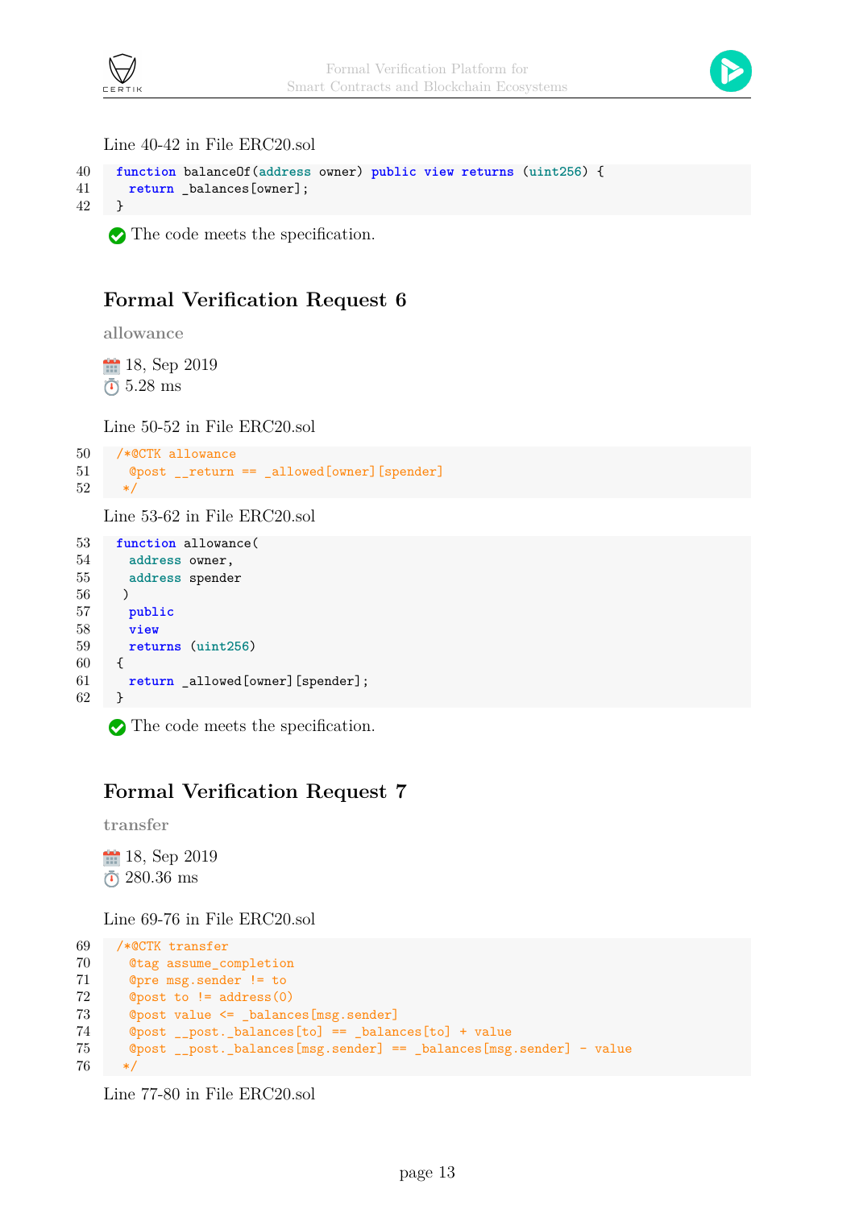Line 40-42 in File ERC20.sol

```
40  function balanceOf(address owner) public view returns (uint256) {
41    return _balances[owner];
42  }
```

✅ The code meets the specification.

## Formal Verification Request 6

allowance

📅 18, Sep 2019
⏱ 5.28 ms

Line 50-52 in File ERC20.sol

```
50  /*@CTK allowance
51    @post __return == _allowed[owner][spender]
52   */
```

Line 53-62 in File ERC20.sol

```
53  function allowance(
54    address owner,
55    address spender
56   )
57    public
58    view
59    returns (uint256)
60  {
61    return _allowed[owner][spender];
62  }
```

✅ The code meets the specification.

## Formal Verification Request 7

transfer

📅 18, Sep 2019
⏱ 280.36 ms

Line 69-76 in File ERC20.sol

```
69  /*@CTK transfer
70    @tag assume_completion
71    @pre msg.sender != to
72    @post to != address(0)
73    @post value <= _balances[msg.sender]
74    @post __post._balances[to] == _balances[to] + value
75    @post __post._balances[msg.sender] == _balances[msg.sender] - value
76   */
```

Line 77-80 in File ERC20.sol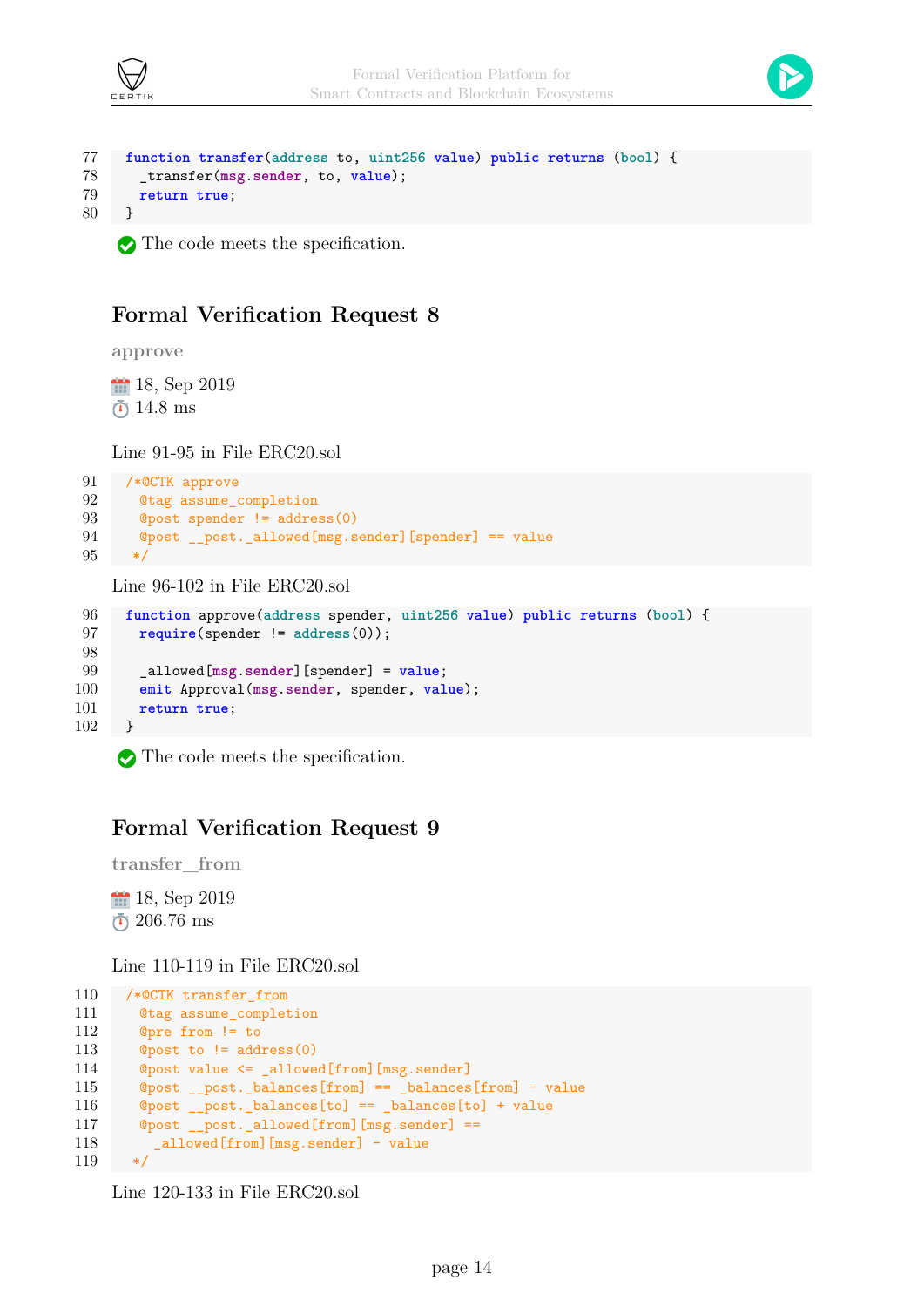```
77  function transfer(address to, uint256 value) public returns (bool) {
78    _transfer(msg.sender, to, value);
79    return true;
80  }
```

✅ The code meets the specification.

## Formal Verification Request 8

**approve**

📅 18, Sep 2019
⏱ 14.8 ms

Line 91-95 in File ERC20.sol

```
91  /*@CTK approve
92    @tag assume_completion
93    @post spender != address(0)
94    @post __post._allowed[msg.sender][spender] == value
95   */
```

Line 96-102 in File ERC20.sol

```
96  function approve(address spender, uint256 value) public returns (bool) {
97    require(spender != address(0));
98
99    _allowed[msg.sender][spender] = value;
100   emit Approval(msg.sender, spender, value);
101   return true;
102 }
```

✅ The code meets the specification.

## Formal Verification Request 9

**transfer_from**

📅 18, Sep 2019
⏱ 206.76 ms

Line 110-119 in File ERC20.sol

```
110 /*@CTK transfer_from
111   @tag assume_completion
112   @pre from != to
113   @post to != address(0)
114   @post value <= _allowed[from][msg.sender]
115   @post __post._balances[from] == _balances[from] - value
116   @post __post._balances[to] == _balances[to] + value
117   @post __post._allowed[from][msg.sender] ==
118     _allowed[from][msg.sender] - value
119  */
```

Line 120-133 in File ERC20.sol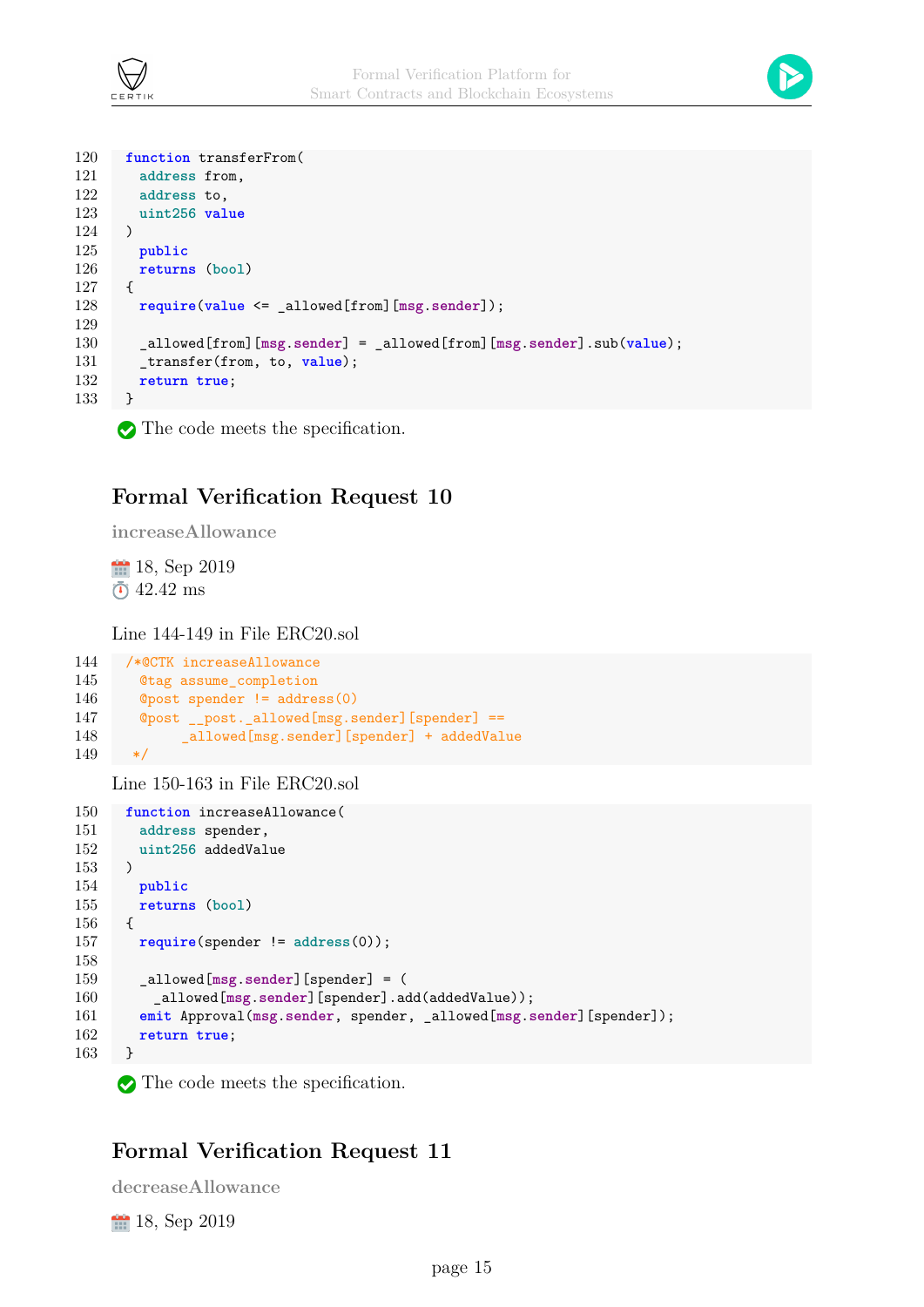```
120  function transferFrom(
121    address from,
122    address to,
123    uint256 value
124  )
125    public
126    returns (bool)
127  {
128    require(value <= _allowed[from][msg.sender]);
129
130    _allowed[from][msg.sender] = _allowed[from][msg.sender].sub(value);
131    _transfer(from, to, value);
132    return true;
133  }
```

✅ The code meets the specification.

## Formal Verification Request 10

**increaseAllowance**

📅 18, Sep 2019
⏱ 42.42 ms

Line 144-149 in File ERC20.sol

```
144  /*@CTK increaseAllowance
145    @tag assume_completion
146    @post spender != address(0)
147    @post __post._allowed[msg.sender][spender] ==
148          _allowed[msg.sender][spender] + addedValue
149   */
```

Line 150-163 in File ERC20.sol

```
150  function increaseAllowance(
151    address spender,
152    uint256 addedValue
153  )
154    public
155    returns (bool)
156  {
157    require(spender != address(0));
158
159    _allowed[msg.sender][spender] = (
160      _allowed[msg.sender][spender].add(addedValue));
161    emit Approval(msg.sender, spender, _allowed[msg.sender][spender]);
162    return true;
163  }
```

✅ The code meets the specification.

## Formal Verification Request 11

**decreaseAllowance**

📅 18, Sep 2019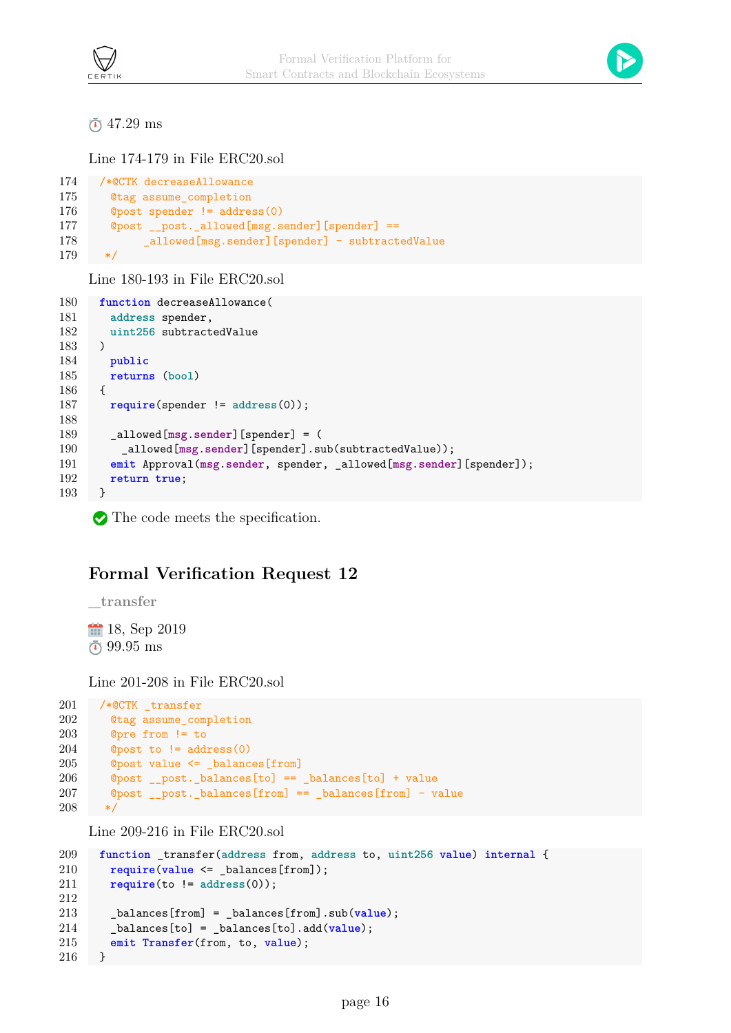⏱ 47.29 ms

Line 174-179 in File ERC20.sol

```
174  /*@CTK decreaseAllowance
175    @tag assume_completion
176    @post spender != address(0)
177    @post __post._allowed[msg.sender][spender] ==
178          _allowed[msg.sender][spender] - subtractedValue
179   */
```

Line 180-193 in File ERC20.sol

```
180  function decreaseAllowance(
181    address spender,
182    uint256 subtractedValue
183  )
184    public
185    returns (bool)
186  {
187    require(spender != address(0));
188
189    _allowed[msg.sender][spender] = (
190      _allowed[msg.sender][spender].sub(subtractedValue));
191    emit Approval(msg.sender, spender, _allowed[msg.sender][spender]);
192    return true;
193  }
```

✅ The code meets the specification.

## Formal Verification Request 12

__transfer

📅 18, Sep 2019
⏱ 99.95 ms

Line 201-208 in File ERC20.sol

```
201  /*@CTK _transfer
202    @tag assume_completion
203    @pre from != to
204    @post to != address(0)
205    @post value <= _balances[from]
206    @post __post._balances[to] == _balances[to] + value
207    @post __post._balances[from] == _balances[from] - value
208   */
```

Line 209-216 in File ERC20.sol

```
209  function _transfer(address from, address to, uint256 value) internal {
210    require(value <= _balances[from]);
211    require(to != address(0));
212
213    _balances[from] = _balances[from].sub(value);
214    _balances[to] = _balances[to].add(value);
215    emit Transfer(from, to, value);
216  }
```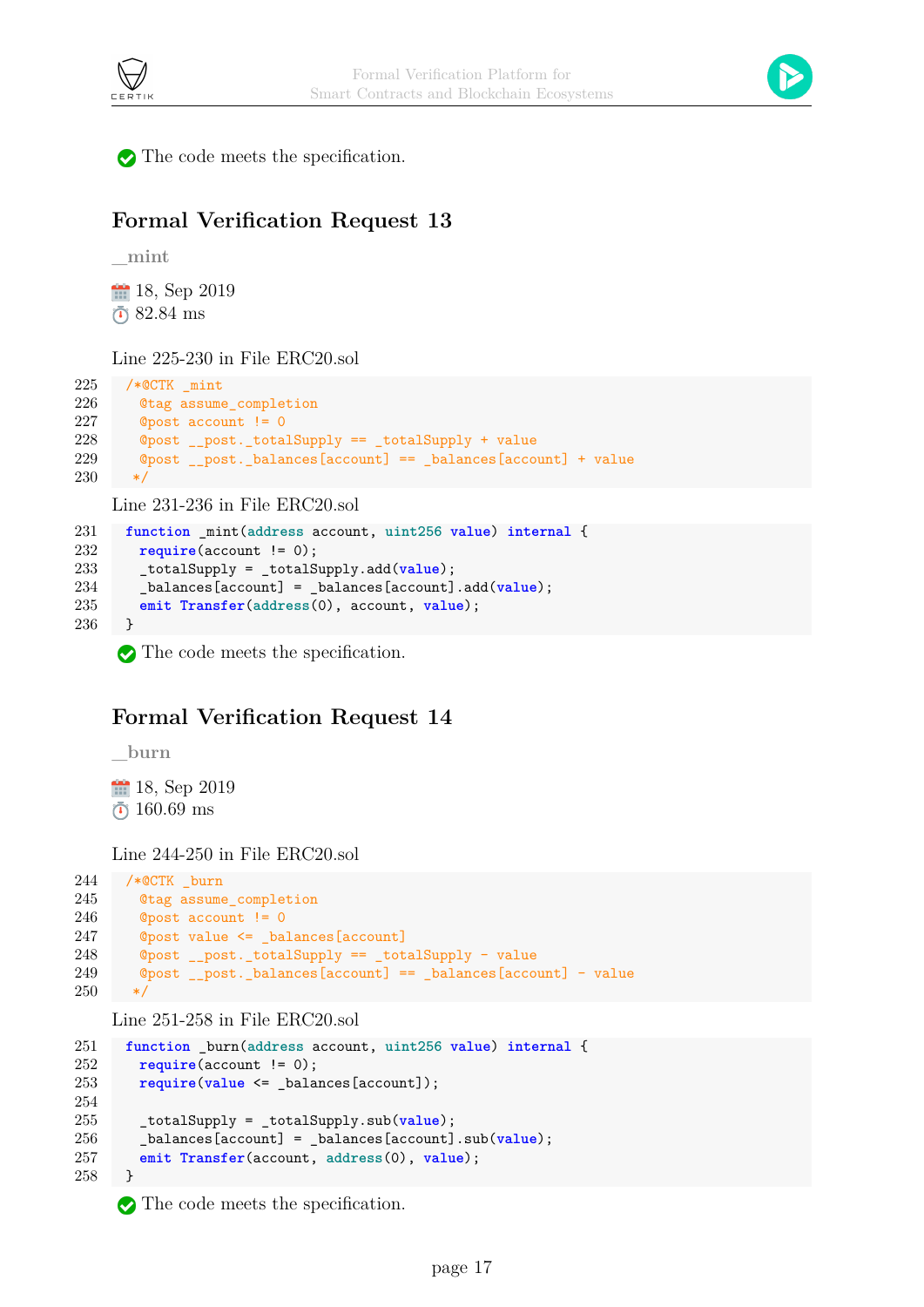✅ The code meets the specification.

## Formal Verification Request 13

**_mint**

📅 18, Sep 2019
⏱ 82.84 ms

Line 225-230 in File ERC20.sol

```
225  /*@CTK _mint
226    @tag assume_completion
227    @post account != 0
228    @post __post._totalSupply == _totalSupply + value
229    @post __post._balances[account] == _balances[account] + value
230   */
```

Line 231-236 in File ERC20.sol

```
231  function _mint(address account, uint256 value) internal {
232    require(account != 0);
233    _totalSupply = _totalSupply.add(value);
234    _balances[account] = _balances[account].add(value);
235    emit Transfer(address(0), account, value);
236  }
```

✅ The code meets the specification.

## Formal Verification Request 14

**_burn**

📅 18, Sep 2019
⏱ 160.69 ms

Line 244-250 in File ERC20.sol

```
244  /*@CTK _burn
245    @tag assume_completion
246    @post account != 0
247    @post value <= _balances[account]
248    @post __post._totalSupply == _totalSupply - value
249    @post __post._balances[account] == _balances[account] - value
250   */
```

Line 251-258 in File ERC20.sol

```
251  function _burn(address account, uint256 value) internal {
252    require(account != 0);
253    require(value <= _balances[account]);
254
255    _totalSupply = _totalSupply.sub(value);
256    _balances[account] = _balances[account].sub(value);
257    emit Transfer(account, address(0), value);
258  }
```

✅ The code meets the specification.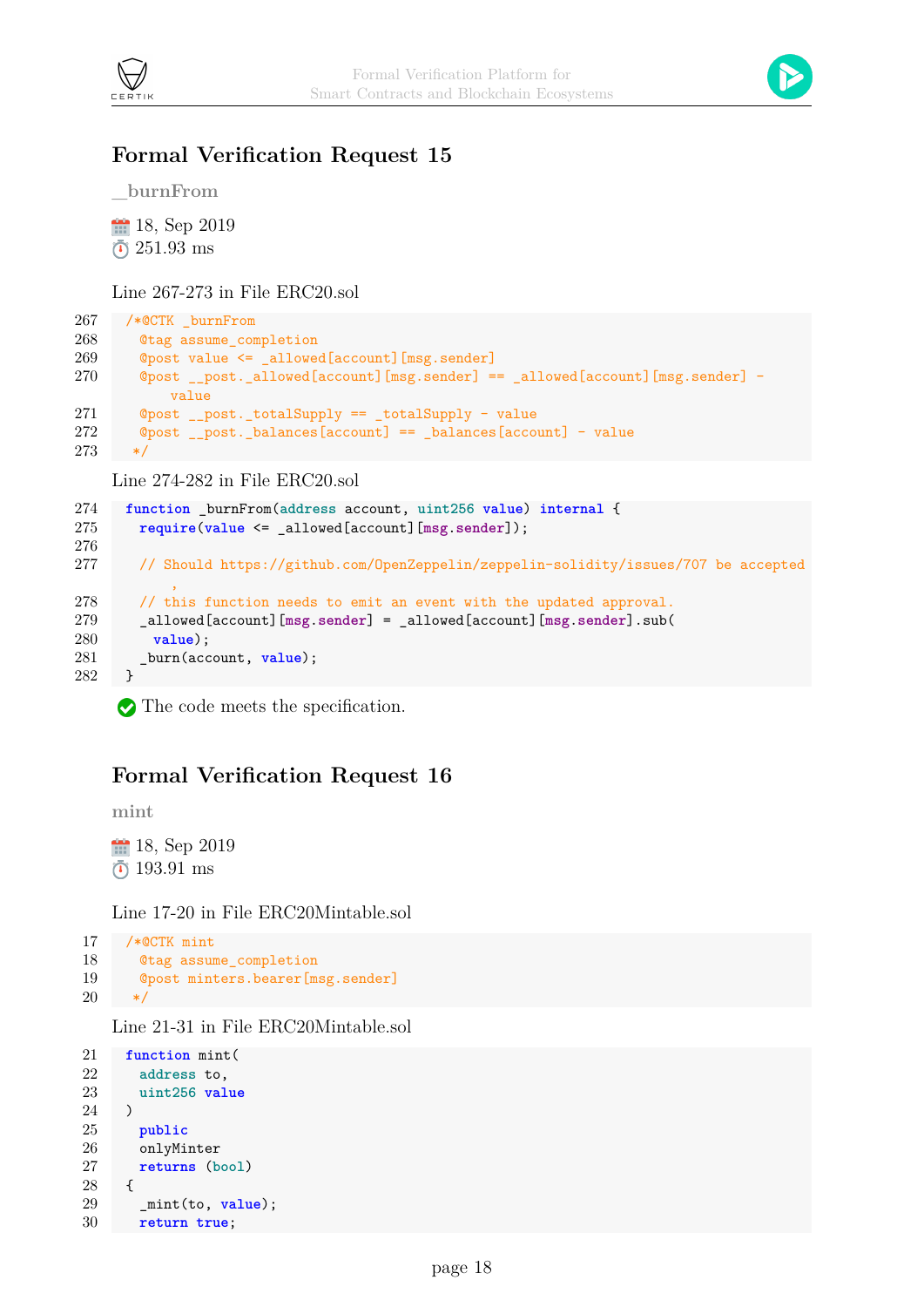## Formal Verification Request 15

**__burnFrom**

18, Sep 2019
251.93 ms

Line 267-273 in File ERC20.sol

```
267   /*@CTK _burnFrom
268     @tag assume_completion
269     @post value <= _allowed[account][msg.sender]
270     @post __post._allowed[account][msg.sender] == _allowed[account][msg.sender] -
          value
271     @post __post._totalSupply == _totalSupply - value
272     @post __post._balances[account] == _balances[account] - value
273    */
```

Line 274-282 in File ERC20.sol

```
274   function _burnFrom(address account, uint256 value) internal {
275     require(value <= _allowed[account][msg.sender]);
276
277     // Should https://github.com/OpenZeppelin/zeppelin-solidity/issues/707 be accepted
          ,
278     // this function needs to emit an event with the updated approval.
279     _allowed[account][msg.sender] = _allowed[account][msg.sender].sub(
280       value);
281     _burn(account, value);
282   }
```

✓ The code meets the specification.

## Formal Verification Request 16

**mint**

18, Sep 2019
193.91 ms

Line 17-20 in File ERC20Mintable.sol

```
17   /*@CTK mint
18     @tag assume_completion
19     @post minters.bearer[msg.sender]
20    */
```

Line 21-31 in File ERC20Mintable.sol

```
21   function mint(
22     address to,
23     uint256 value
24   )
25     public
26     onlyMinter
27     returns (bool)
28   {
29     _mint(to, value);
30     return true;
```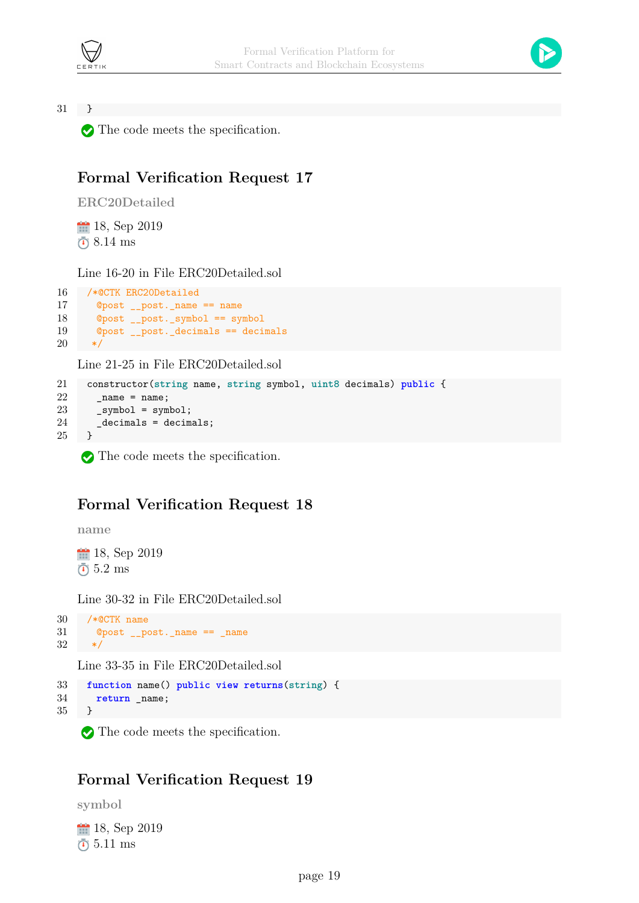```
31    }
```

✅ The code meets the specification.

## Formal Verification Request 17

**ERC20Detailed**

📅 18, Sep 2019
⏱ 8.14 ms

Line 16-20 in File ERC20Detailed.sol

```
16    /*@CTK ERC20Detailed
17      @post __post._name == name
18      @post __post._symbol == symbol
19      @post __post._decimals == decimals
20     */
```

Line 21-25 in File ERC20Detailed.sol

```
21    constructor(string name, string symbol, uint8 decimals) public {
22      _name = name;
23      _symbol = symbol;
24      _decimals = decimals;
25    }
```

✅ The code meets the specification.

## Formal Verification Request 18

**name**

📅 18, Sep 2019
⏱ 5.2 ms

Line 30-32 in File ERC20Detailed.sol

```
30    /*@CTK name
31      @post __post._name == _name
32     */
```

Line 33-35 in File ERC20Detailed.sol

```
33    function name() public view returns(string) {
34      return _name;
35    }
```

✅ The code meets the specification.

## Formal Verification Request 19

**symbol**

📅 18, Sep 2019
⏱ 5.11 ms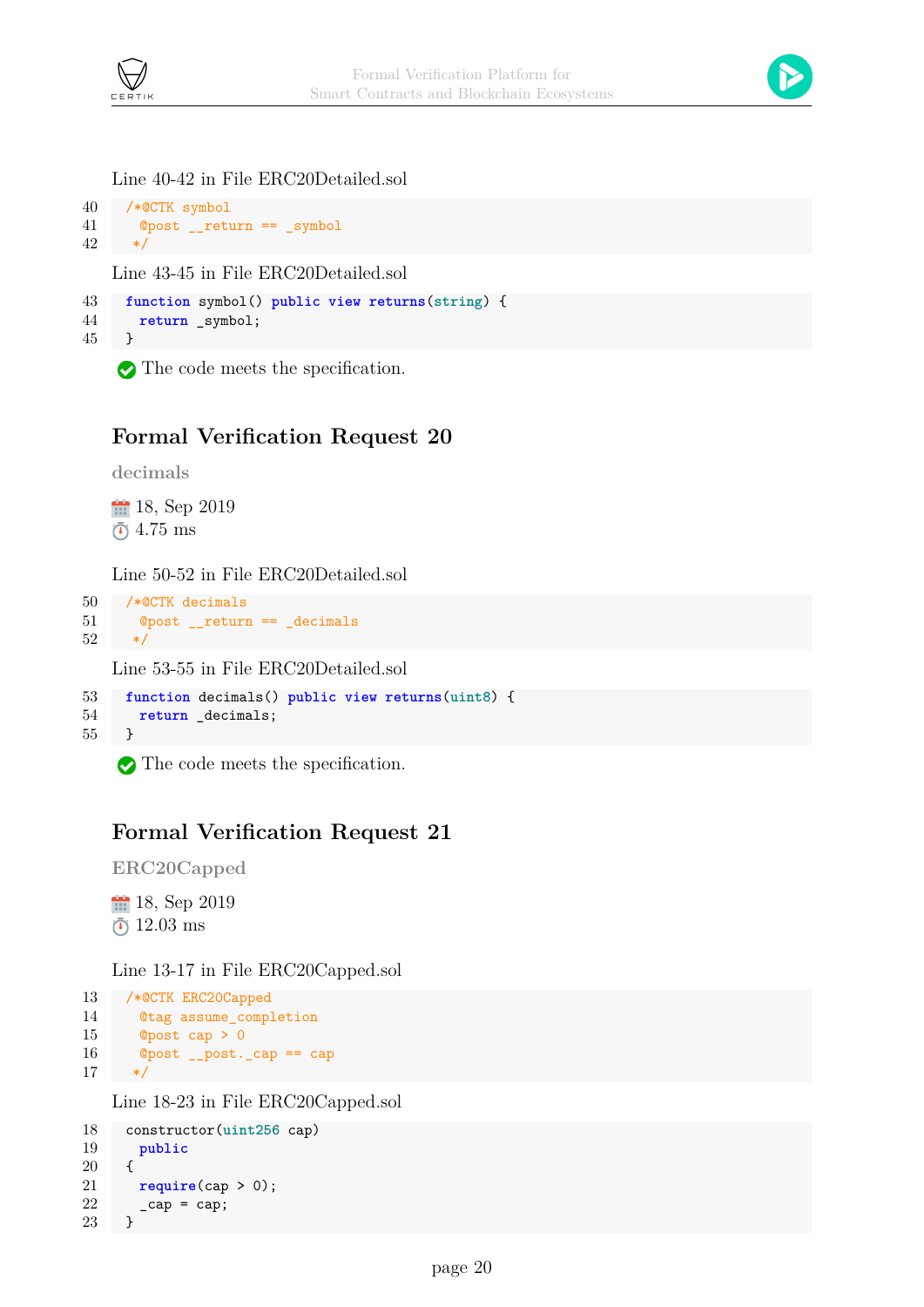Line 40-42 in File ERC20Detailed.sol

```
40    /*@CTK symbol
41      @post __return == _symbol
42     */
```

Line 43-45 in File ERC20Detailed.sol

```
43    function symbol() public view returns(string) {
44      return _symbol;
45    }
```

✅ The code meets the specification.

## Formal Verification Request 20

**decimals**

18, Sep 2019
4.75 ms

Line 50-52 in File ERC20Detailed.sol

```
50    /*@CTK decimals
51      @post __return == _decimals
52     */
```

Line 53-55 in File ERC20Detailed.sol

```
53    function decimals() public view returns(uint8) {
54      return _decimals;
55    }
```

✅ The code meets the specification.

## Formal Verification Request 21

**ERC20Capped**

18, Sep 2019
12.03 ms

Line 13-17 in File ERC20Capped.sol

```
13    /*@CTK ERC20Capped
14      @tag assume_completion
15      @post cap > 0
16      @post __post._cap == cap
17     */
```

Line 18-23 in File ERC20Capped.sol

```
18    constructor(uint256 cap)
19      public
20    {
21      require(cap > 0);
22      _cap = cap;
23    }
```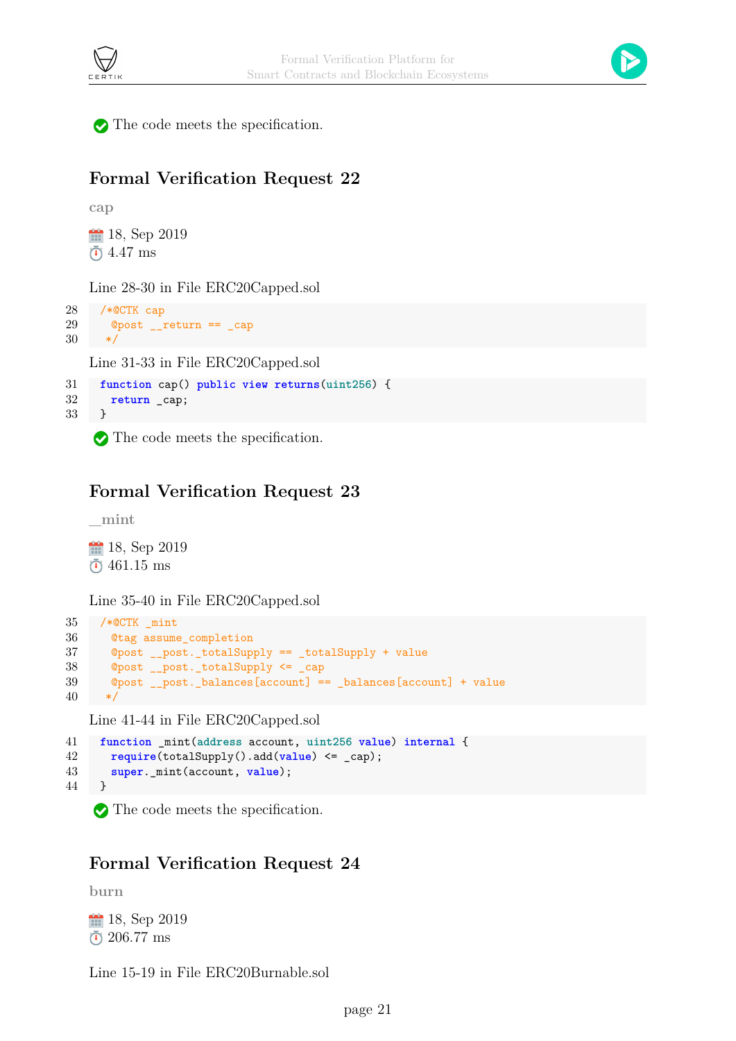✅ The code meets the specification.

## Formal Verification Request 22

**cap**

📅 18, Sep 2019
⏱ 4.47 ms

Line 28-30 in File ERC20Capped.sol

```
28  /*@CTK cap
29    @post __return == _cap
30   */
```

Line 31-33 in File ERC20Capped.sol

```
31  function cap() public view returns(uint256) {
32    return _cap;
33  }
```

✅ The code meets the specification.

## Formal Verification Request 23

**__mint**

📅 18, Sep 2019
⏱ 461.15 ms

Line 35-40 in File ERC20Capped.sol

```
35  /*@CTK _mint
36    @tag assume_completion
37    @post __post._totalSupply == _totalSupply + value
38    @post __post._totalSupply <= _cap
39    @post __post._balances[account] == _balances[account] + value
40   */
```

Line 41-44 in File ERC20Capped.sol

```
41  function _mint(address account, uint256 value) internal {
42    require(totalSupply().add(value) <= _cap);
43    super._mint(account, value);
44  }
```

✅ The code meets the specification.

## Formal Verification Request 24

**burn**

📅 18, Sep 2019
⏱ 206.77 ms

Line 15-19 in File ERC20Burnable.sol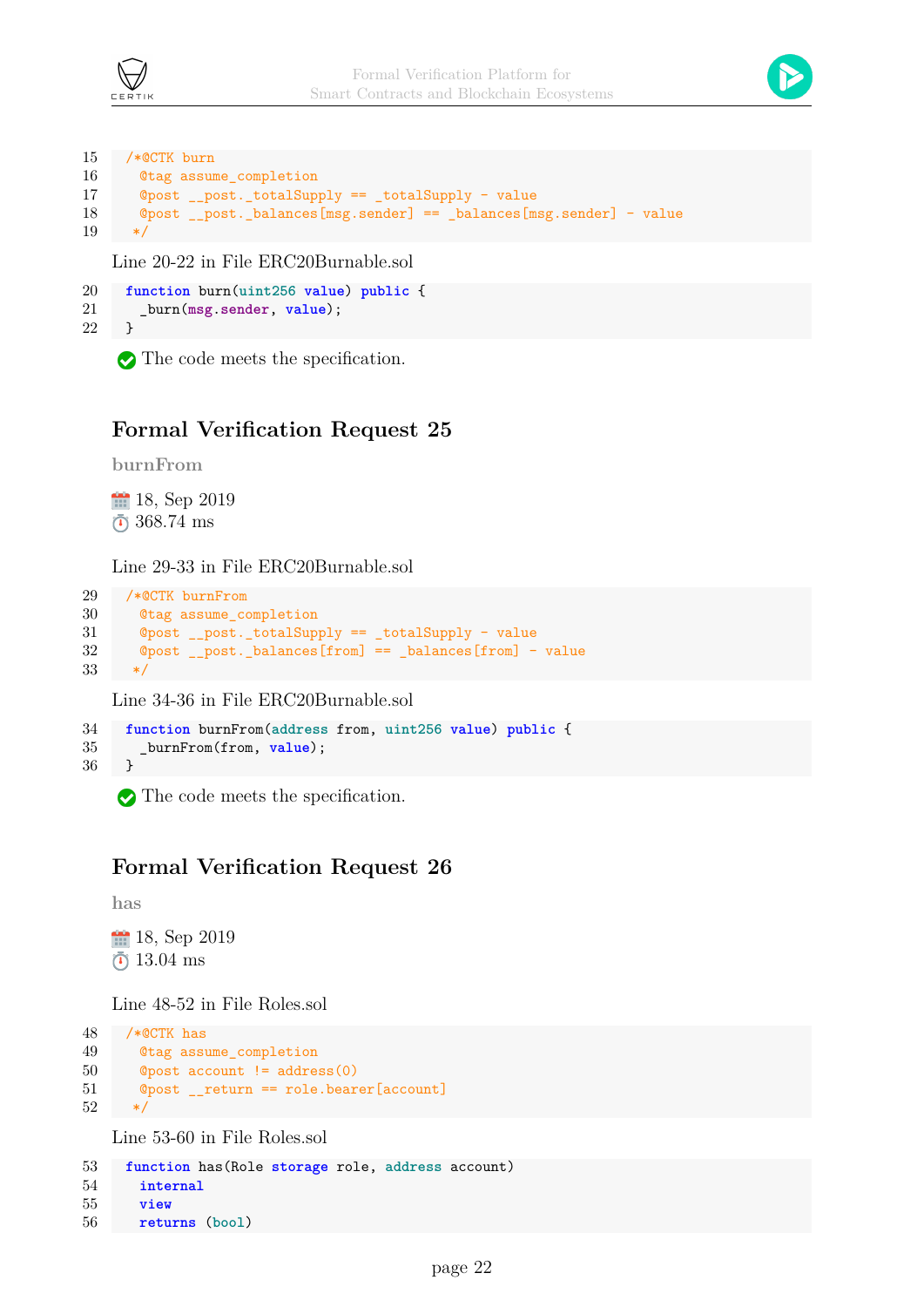```
15  /*@CTK burn
16    @tag assume_completion
17    @post __post._totalSupply == _totalSupply - value
18    @post __post._balances[msg.sender] == _balances[msg.sender] - value
19   */
```

Line 20-22 in File ERC20Burnable.sol

```
20  function burn(uint256 value) public {
21    _burn(msg.sender, value);
22  }
```

✅ The code meets the specification.

## Formal Verification Request 25

**burnFrom**

📅 18, Sep 2019
⏱️ 368.74 ms

Line 29-33 in File ERC20Burnable.sol

```
29  /*@CTK burnFrom
30    @tag assume_completion
31    @post __post._totalSupply == _totalSupply - value
32    @post __post._balances[from] == _balances[from] - value
33   */
```

Line 34-36 in File ERC20Burnable.sol

```
34  function burnFrom(address from, uint256 value) public {
35    _burnFrom(from, value);
36  }
```

✅ The code meets the specification.

## Formal Verification Request 26

**has**

📅 18, Sep 2019
⏱️ 13.04 ms

Line 48-52 in File Roles.sol

```
48  /*@CTK has
49    @tag assume_completion
50    @post account != address(0)
51    @post __return == role.bearer[account]
52   */
```

Line 53-60 in File Roles.sol

```
53  function has(Role storage role, address account)
54    internal
55    view
56    returns (bool)
```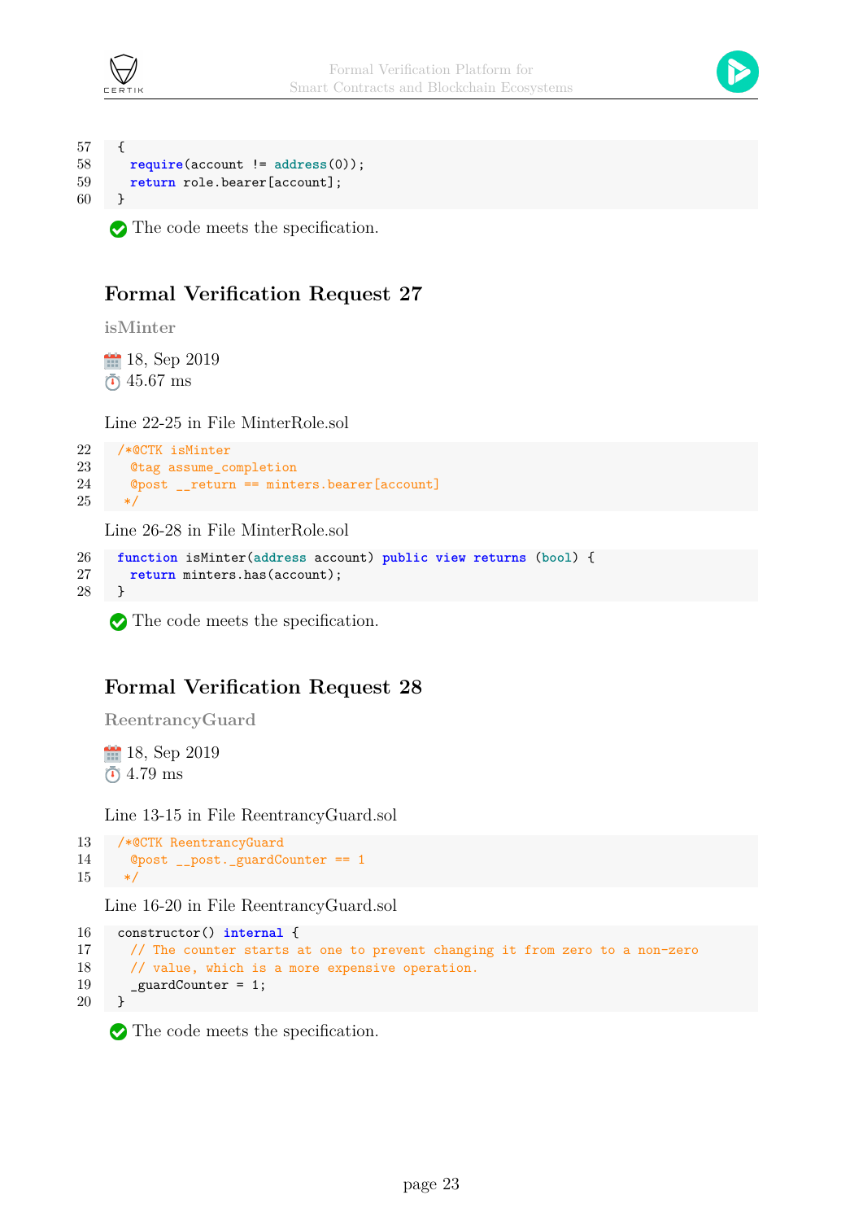```
57  {
58    require(account != address(0));
59    return role.bearer[account];
60  }
```

✅ The code meets the specification.

## Formal Verification Request 27

**isMinter**

📅 18, Sep 2019
⏱ 45.67 ms

Line 22-25 in File MinterRole.sol

```
22  /*@CTK isMinter
23    @tag assume_completion
24    @post __return == minters.bearer[account]
25   */
```

Line 26-28 in File MinterRole.sol

```
26  function isMinter(address account) public view returns (bool) {
27    return minters.has(account);
28  }
```

✅ The code meets the specification.

## Formal Verification Request 28

**ReentrancyGuard**

📅 18, Sep 2019
⏱ 4.79 ms

Line 13-15 in File ReentrancyGuard.sol

```
13  /*@CTK ReentrancyGuard
14    @post __post._guardCounter == 1
15   */
```

Line 16-20 in File ReentrancyGuard.sol

```
16  constructor() internal {
17    // The counter starts at one to prevent changing it from zero to a non-zero
18    // value, which is a more expensive operation.
19    _guardCounter = 1;
20  }
```

✅ The code meets the specification.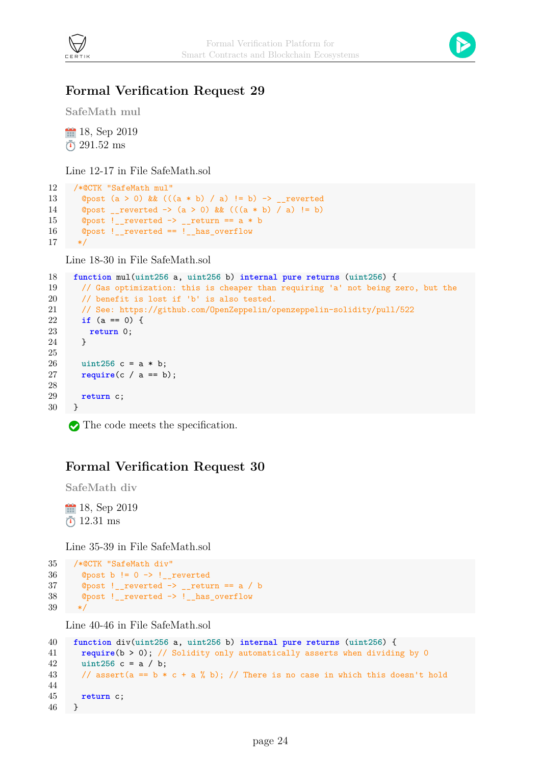## Formal Verification Request 29

### SafeMath mul

18, Sep 2019
291.52 ms

Line 12-17 in File SafeMath.sol

```
12   /*@CTK "SafeMath mul"
13     @post (a > 0) && (((a * b) / a) != b) -> __reverted
14     @post __reverted -> (a > 0) && (((a * b) / a) != b)
15     @post !__reverted -> __return == a * b
16     @post !__reverted == !__has_overflow
17    */
```

Line 18-30 in File SafeMath.sol

```
18   function mul(uint256 a, uint256 b) internal pure returns (uint256) {
19     // Gas optimization: this is cheaper than requiring 'a' not being zero, but the
20     // benefit is lost if 'b' is also tested.
21     // See: https://github.com/OpenZeppelin/openzeppelin-solidity/pull/522
22     if (a == 0) {
23       return 0;
24     }
25
26     uint256 c = a * b;
27     require(c / a == b);
28
29     return c;
30   }
```

The code meets the specification.

## Formal Verification Request 30

### SafeMath div

18, Sep 2019
12.31 ms

Line 35-39 in File SafeMath.sol

```
35   /*@CTK "SafeMath div"
36     @post b != 0 -> !__reverted
37     @post !__reverted -> __return == a / b
38     @post !__reverted -> !__has_overflow
39    */
```

Line 40-46 in File SafeMath.sol

```
40   function div(uint256 a, uint256 b) internal pure returns (uint256) {
41     require(b > 0); // Solidity only automatically asserts when dividing by 0
42     uint256 c = a / b;
43     // assert(a == b * c + a % b); // There is no case in which this doesn't hold
44
45     return c;
46   }
```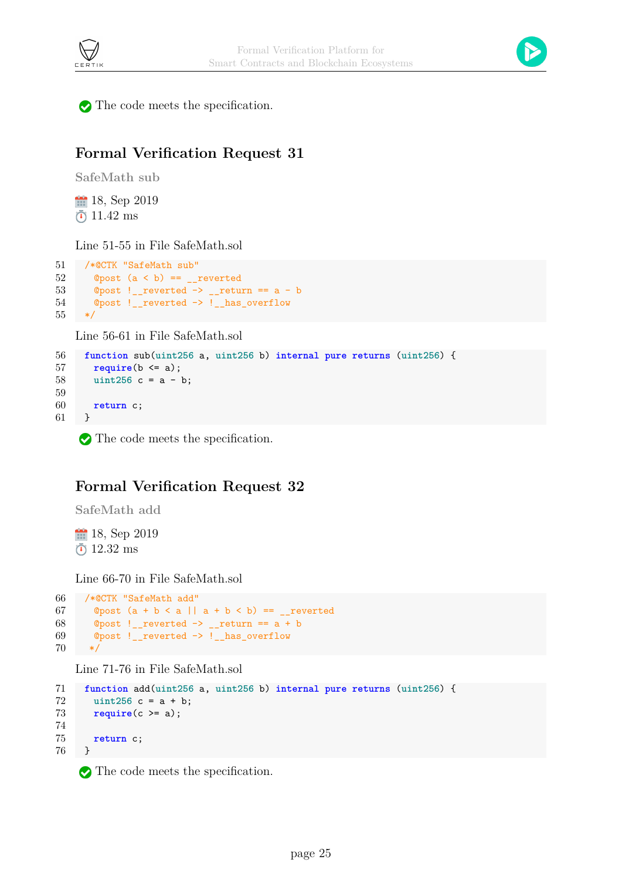✅ The code meets the specification.

## Formal Verification Request 31

### SafeMath sub

📅 18, Sep 2019
⏱ 11.42 ms

Line 51-55 in File SafeMath.sol

```
51    /*@CTK "SafeMath sub"
52      @post (a < b) == __reverted
53      @post !__reverted -> __return == a - b
54      @post !__reverted -> !__has_overflow
55    */
```

Line 56-61 in File SafeMath.sol

```
56    function sub(uint256 a, uint256 b) internal pure returns (uint256) {
57      require(b <= a);
58      uint256 c = a - b;
59
60      return c;
61    }
```

✅ The code meets the specification.

## Formal Verification Request 32

### SafeMath add

📅 18, Sep 2019
⏱ 12.32 ms

Line 66-70 in File SafeMath.sol

```
66    /*@CTK "SafeMath add"
67      @post (a + b < a || a + b < b) == __reverted
68      @post !__reverted -> __return == a + b
69      @post !__reverted -> !__has_overflow
70     */
```

Line 71-76 in File SafeMath.sol

```
71    function add(uint256 a, uint256 b) internal pure returns (uint256) {
72      uint256 c = a + b;
73      require(c >= a);
74
75      return c;
76    }
```

✅ The code meets the specification.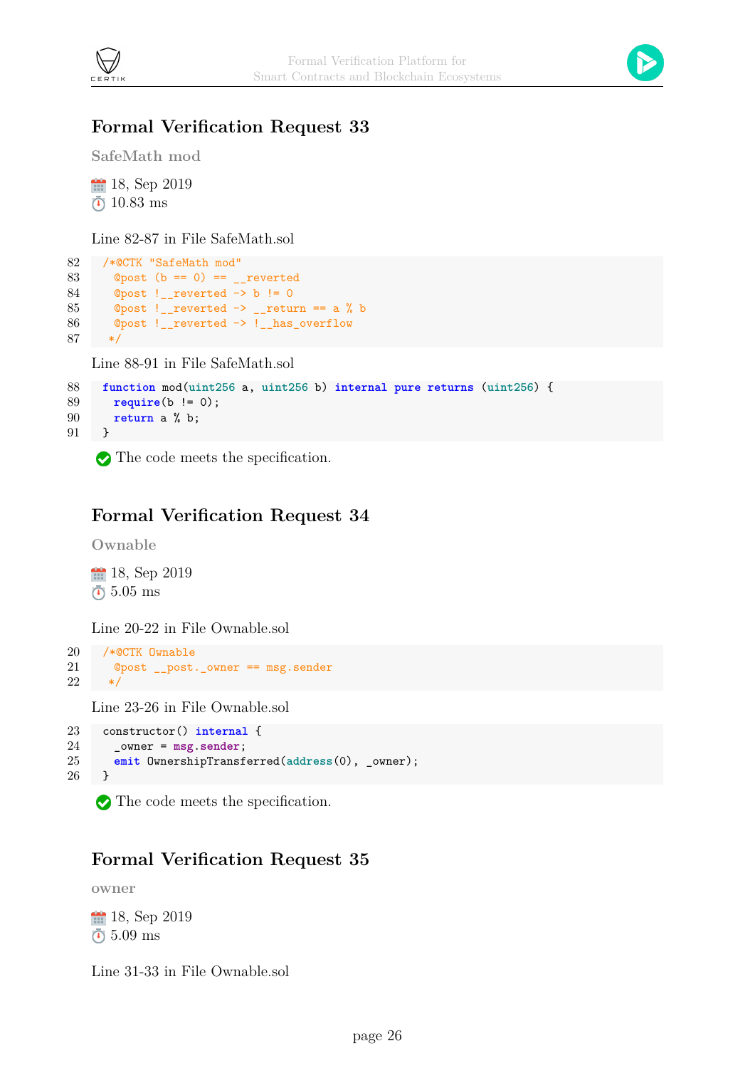## Formal Verification Request 33

**SafeMath mod**

18, Sep 2019
10.83 ms

Line 82-87 in File SafeMath.sol

```
82    /*@CTK "SafeMath mod"
83      @post (b == 0) == __reverted
84      @post !__reverted -> b != 0
85      @post !__reverted -> __return == a % b
86      @post !__reverted -> !__has_overflow
87     */
```

Line 88-91 in File SafeMath.sol

```
88    function mod(uint256 a, uint256 b) internal pure returns (uint256) {
89      require(b != 0);
90      return a % b;
91    }
```

✅ The code meets the specification.

## Formal Verification Request 34

**Ownable**

18, Sep 2019
5.05 ms

Line 20-22 in File Ownable.sol

```
20    /*@CTK Ownable
21      @post __post._owner == msg.sender
22     */
```

Line 23-26 in File Ownable.sol

```
23    constructor() internal {
24      _owner = msg.sender;
25      emit OwnershipTransferred(address(0), _owner);
26    }
```

✅ The code meets the specification.

## Formal Verification Request 35

**owner**

18, Sep 2019
5.09 ms

Line 31-33 in File Ownable.sol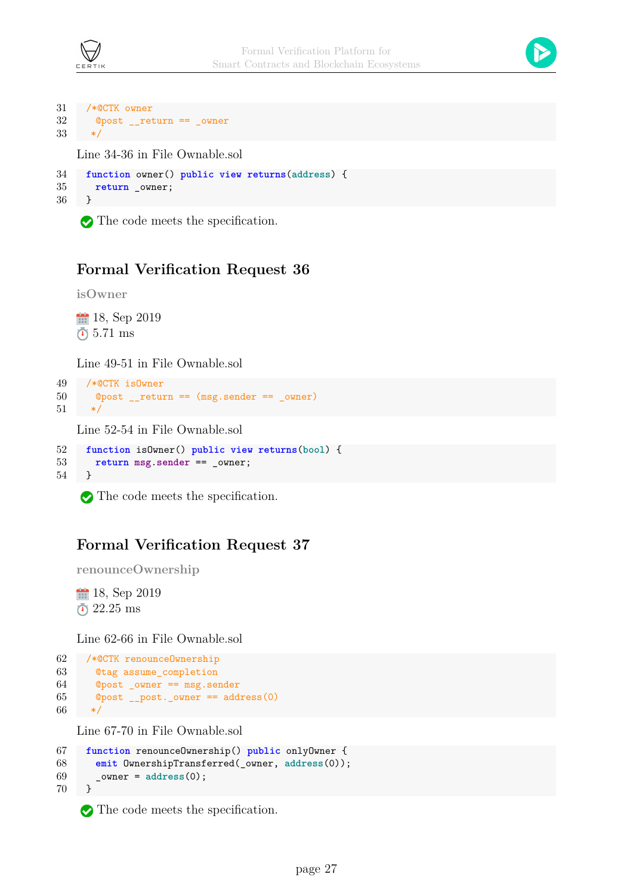```
31  /*@CTK owner
32    @post __return == _owner
33   */
```

Line 34-36 in File Ownable.sol

```
34  function owner() public view returns(address) {
35    return _owner;
36  }
```

✅ The code meets the specification.

## Formal Verification Request 36

**isOwner**

📅 18, Sep 2019
⏱ 5.71 ms

Line 49-51 in File Ownable.sol

```
49  /*@CTK isOwner
50    @post __return == (msg.sender == _owner)
51   */
```

Line 52-54 in File Ownable.sol

```
52  function isOwner() public view returns(bool) {
53    return msg.sender == _owner;
54  }
```

✅ The code meets the specification.

## Formal Verification Request 37

**renounceOwnership**

📅 18, Sep 2019
⏱ 22.25 ms

Line 62-66 in File Ownable.sol

```
62  /*@CTK renounceOwnership
63    @tag assume_completion
64    @post _owner == msg.sender
65    @post __post._owner == address(0)
66   */
```

Line 67-70 in File Ownable.sol

```
67  function renounceOwnership() public onlyOwner {
68    emit OwnershipTransferred(_owner, address(0));
69    _owner = address(0);
70  }
```

✅ The code meets the specification.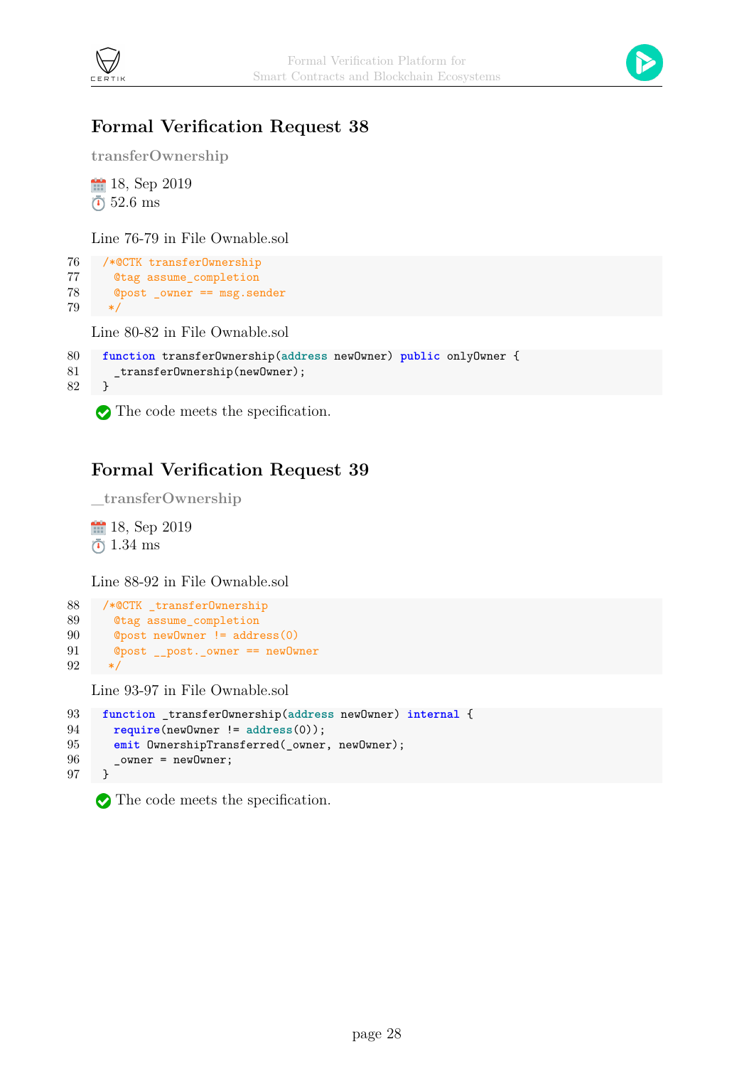## Formal Verification Request 38

**transferOwnership**

18, Sep 2019
52.6 ms

Line 76-79 in File Ownable.sol

```
76    /*@CTK transferOwnership
77      @tag assume_completion
78      @post _owner == msg.sender
79     */
```

Line 80-82 in File Ownable.sol

```
80    function transferOwnership(address newOwner) public onlyOwner {
81      _transferOwnership(newOwner);
82    }
```

The code meets the specification.

## Formal Verification Request 39

**_transferOwnership**

18, Sep 2019
1.34 ms

Line 88-92 in File Ownable.sol

```
88    /*@CTK _transferOwnership
89      @tag assume_completion
90      @post newOwner != address(0)
91      @post __post._owner == newOwner
92     */
```

Line 93-97 in File Ownable.sol

```
93    function _transferOwnership(address newOwner) internal {
94      require(newOwner != address(0));
95      emit OwnershipTransferred(_owner, newOwner);
96      _owner = newOwner;
97    }
```

The code meets the specification.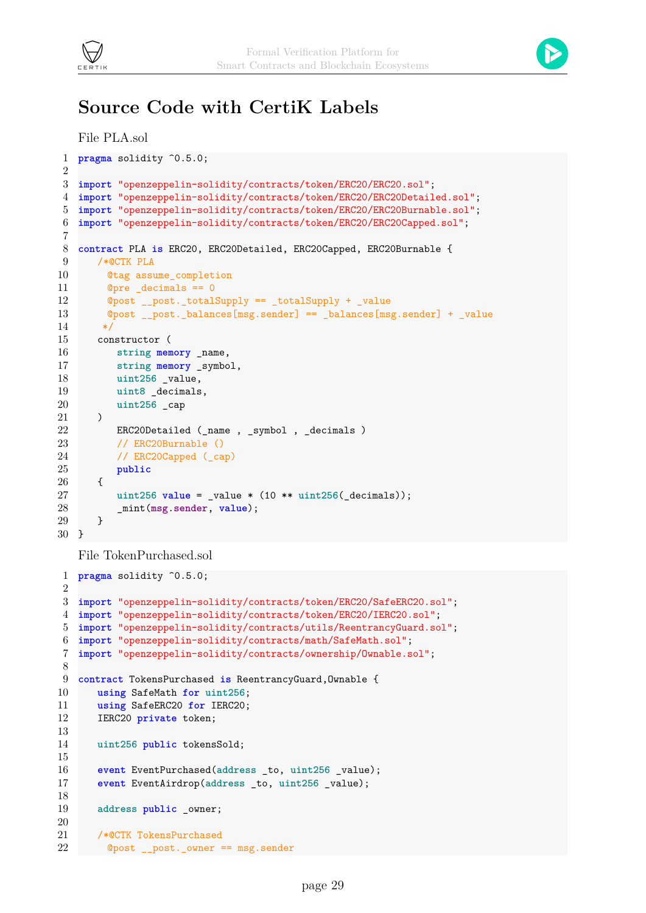# Source Code with CertiK Labels

File PLA.sol

```
pragma solidity ^0.5.0;

import "openzeppelin-solidity/contracts/token/ERC20/ERC20.sol";
import "openzeppelin-solidity/contracts/token/ERC20/ERC20Detailed.sol";
import "openzeppelin-solidity/contracts/token/ERC20/ERC20Burnable.sol";
import "openzeppelin-solidity/contracts/token/ERC20/ERC20Capped.sol";

contract PLA is ERC20, ERC20Detailed, ERC20Capped, ERC20Burnable {
    /*@CTK PLA
      @tag assume_completion
      @pre _decimals == 0
      @post __post._totalSupply == _totalSupply + _value
      @post __post._balances[msg.sender] == _balances[msg.sender] + _value
     */
    constructor (
        string memory _name,
        string memory _symbol,
        uint256 _value,
        uint8 _decimals,
        uint256 _cap
    )
        ERC20Detailed (_name , _symbol , _decimals )
        // ERC20Burnable ()
        // ERC20Capped (_cap)
        public
    {
        uint256 value = _value * (10 ** uint256(_decimals));
        _mint(msg.sender, value);
    }
}
```

File TokenPurchased.sol

```
pragma solidity ^0.5.0;

import "openzeppelin-solidity/contracts/token/ERC20/SafeERC20.sol";
import "openzeppelin-solidity/contracts/token/ERC20/IERC20.sol";
import "openzeppelin-solidity/contracts/utils/ReentrancyGuard.sol";
import "openzeppelin-solidity/contracts/math/SafeMath.sol";
import "openzeppelin-solidity/contracts/ownership/Ownable.sol";

contract TokensPurchased is ReentrancyGuard,Ownable {
    using SafeMath for uint256;
    using SafeERC20 for IERC20;
    IERC20 private token;

    uint256 public tokensSold;

    event EventPurchased(address _to, uint256 _value);
    event EventAirdrop(address _to, uint256 _value);

    address public _owner;

    /*@CTK TokensPurchased
      @post __post._owner == msg.sender
```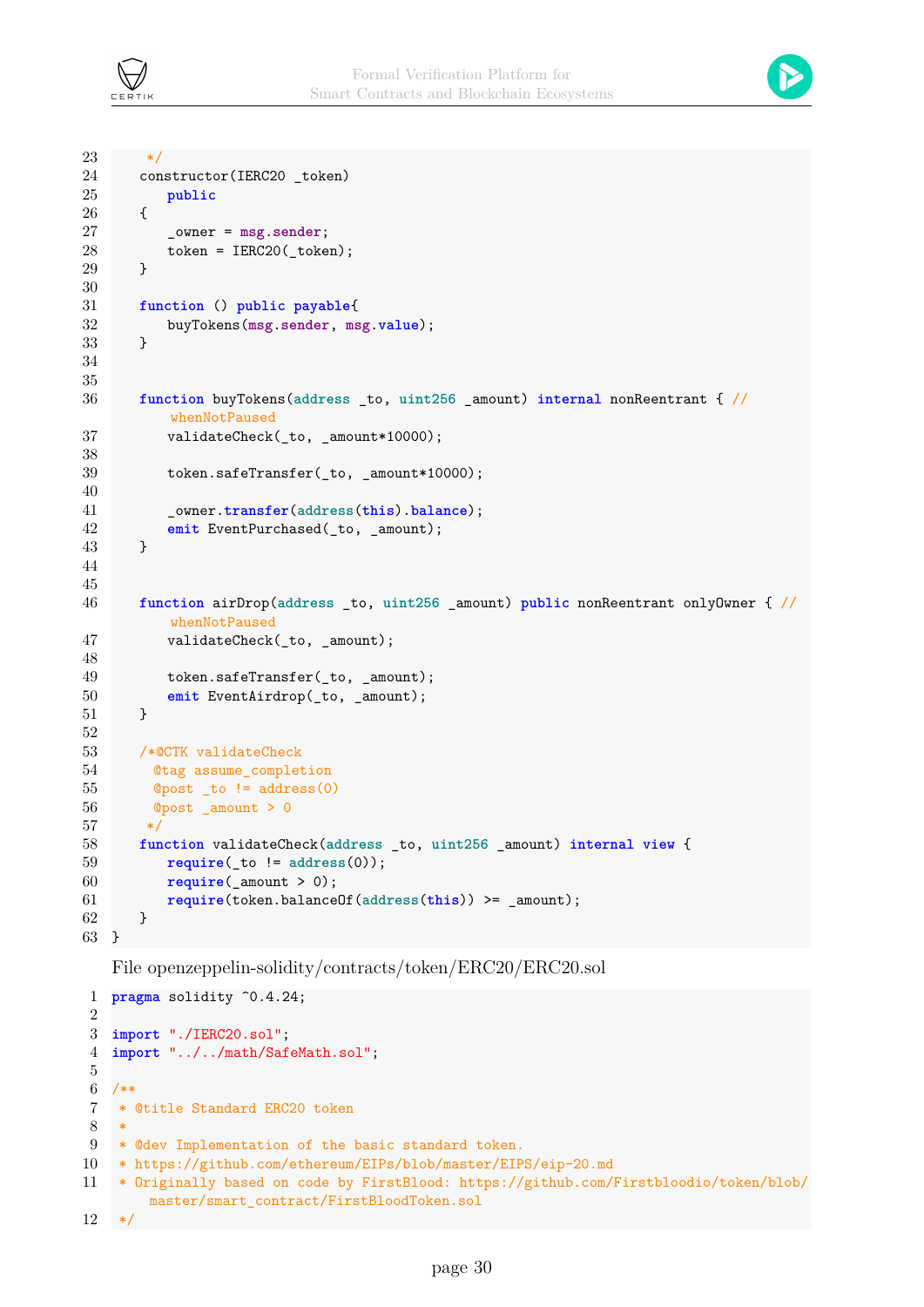```
23      */
24     constructor(IERC20 _token)
25         public
26     {
27         _owner = msg.sender;
28         token = IERC20(_token);
29     }
30 
31     function () public payable{
32         buyTokens(msg.sender, msg.value);
33     }
34 
35 
36     function buyTokens(address _to, uint256 _amount) internal nonReentrant { //
           whenNotPaused
37         validateCheck(_to, _amount*10000);
38 
39         token.safeTransfer(_to, _amount*10000);
40 
41         _owner.transfer(address(this).balance);
42         emit EventPurchased(_to, _amount);
43     }
44 
45 
46     function airDrop(address _to, uint256 _amount) public nonReentrant onlyOwner { //
           whenNotPaused
47         validateCheck(_to, _amount);
48 
49         token.safeTransfer(_to, _amount);
50         emit EventAirdrop(_to, _amount);
51     }
52 
53     /*@CTK validateCheck
54       @tag assume_completion
55       @post _to != address(0)
56       @post _amount > 0
57      */
58     function validateCheck(address _to, uint256 _amount) internal view {
59         require(_to != address(0));
60         require(_amount > 0);
61         require(token.balanceOf(address(this)) >= _amount);
62     }
63 }
```

File openzeppelin-solidity/contracts/token/ERC20/ERC20.sol

```
1  pragma solidity ^0.4.24;
2 
3  import "./IERC20.sol";
4  import "../../math/SafeMath.sol";
5 
6  /**
7   * @title Standard ERC20 token
8   *
9   * @dev Implementation of the basic standard token.
10  * https://github.com/ethereum/EIPs/blob/master/EIPS/eip-20.md
11  * Originally based on code by FirstBlood: https://github.com/Firstbloodio/token/blob/
        master/smart_contract/FirstBloodToken.sol
12  */
```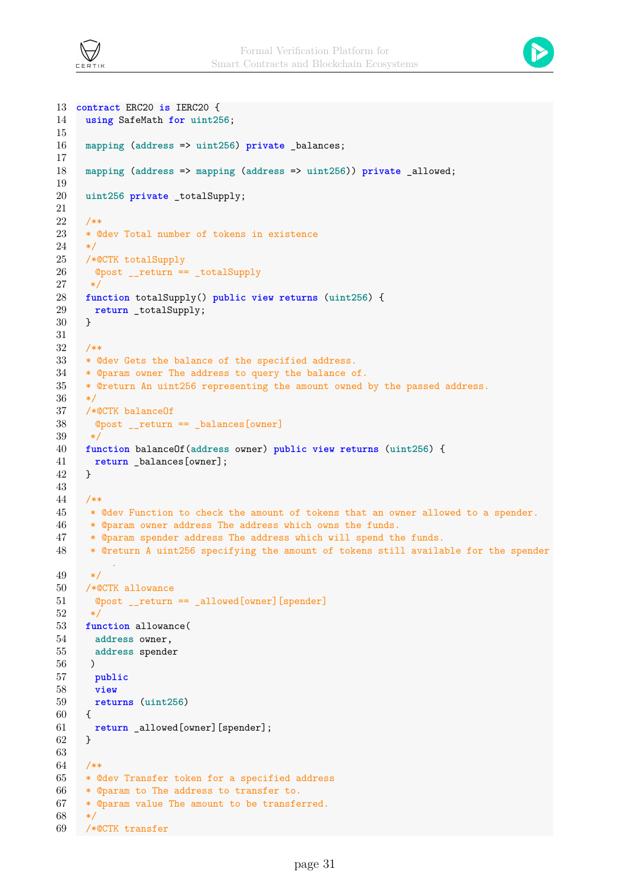```
13 contract ERC20 is IERC20 {
14   using SafeMath for uint256;
15 
16   mapping (address => uint256) private _balances;
17 
18   mapping (address => mapping (address => uint256)) private _allowed;
19 
20   uint256 private _totalSupply;
21 
22   /**
23   * @dev Total number of tokens in existence
24   */
25   /*@CTK totalSupply
26     @post __return == _totalSupply
27    */
28   function totalSupply() public view returns (uint256) {
29     return _totalSupply;
30   }
31 
32   /**
33   * @dev Gets the balance of the specified address.
34   * @param owner The address to query the balance of.
35   * @return An uint256 representing the amount owned by the passed address.
36   */
37   /*@CTK balanceOf
38     @post __return == _balances[owner]
39    */
40   function balanceOf(address owner) public view returns (uint256) {
41     return _balances[owner];
42   }
43 
44   /**
45    * @dev Function to check the amount of tokens that an owner allowed to a spender.
46    * @param owner address The address which owns the funds.
47    * @param spender address The address which will spend the funds.
48    * @return A uint256 specifying the amount of tokens still available for the spender
         .
49    */
50   /*@CTK allowance
51     @post __return == _allowed[owner][spender]
52    */
53   function allowance(
54     address owner,
55     address spender
56    )
57     public
58     view
59     returns (uint256)
60   {
61     return _allowed[owner][spender];
62   }
63 
64   /**
65   * @dev Transfer token for a specified address
66   * @param to The address to transfer to.
67   * @param value The amount to be transferred.
68   */
69   /*@CTK transfer
```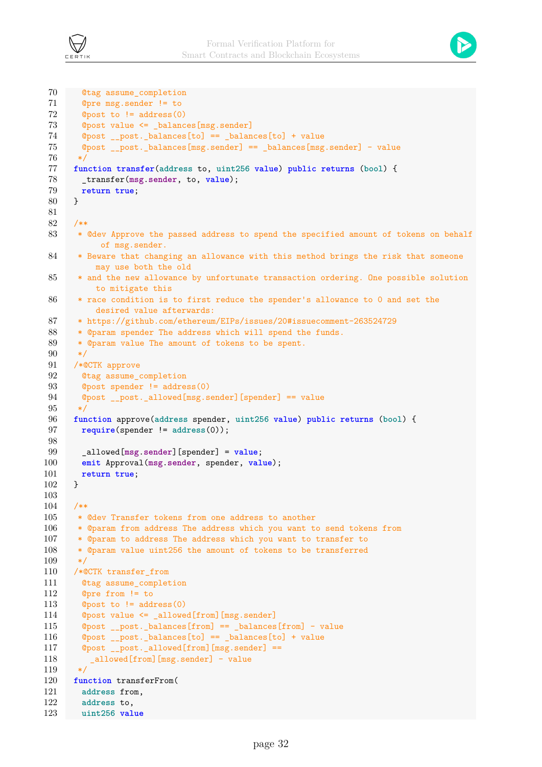```
70     @tag assume_completion
71     @pre msg.sender != to
72     @post to != address(0)
73     @post value <= _balances[msg.sender]
74     @post __post._balances[to] == _balances[to] + value
75     @post __post._balances[msg.sender] == _balances[msg.sender] - value
76    */
77   function transfer(address to, uint256 value) public returns (bool) {
78     _transfer(msg.sender, to, value);
79     return true;
80   }
81
82   /**
83    * @dev Approve the passed address to spend the specified amount of tokens on behalf
          of msg.sender.
84    * Beware that changing an allowance with this method brings the risk that someone
          may use both the old
85    * and the new allowance by unfortunate transaction ordering. One possible solution
          to mitigate this
86    * race condition is to first reduce the spender's allowance to 0 and set the
          desired value afterwards:
87    * https://github.com/ethereum/EIPs/issues/20#issuecomment-263524729
88    * @param spender The address which will spend the funds.
89    * @param value The amount of tokens to be spent.
90    */
91   /*@CTK approve
92     @tag assume_completion
93     @post spender != address(0)
94     @post __post._allowed[msg.sender][spender] == value
95    */
96   function approve(address spender, uint256 value) public returns (bool) {
97     require(spender != address(0));
98
99     _allowed[msg.sender][spender] = value;
100    emit Approval(msg.sender, spender, value);
101    return true;
102  }
103
104  /**
105   * @dev Transfer tokens from one address to another
106   * @param from address The address which you want to send tokens from
107   * @param to address The address which you want to transfer to
108   * @param value uint256 the amount of tokens to be transferred
109   */
110  /*@CTK transfer_from
111    @tag assume_completion
112    @pre from != to
113    @post to != address(0)
114    @post value <= _allowed[from][msg.sender]
115    @post __post._balances[from] == _balances[from] - value
116    @post __post._balances[to] == _balances[to] + value
117    @post __post._allowed[from][msg.sender] ==
118      _allowed[from][msg.sender] - value
119   */
120  function transferFrom(
121    address from,
122    address to,
123    uint256 value
```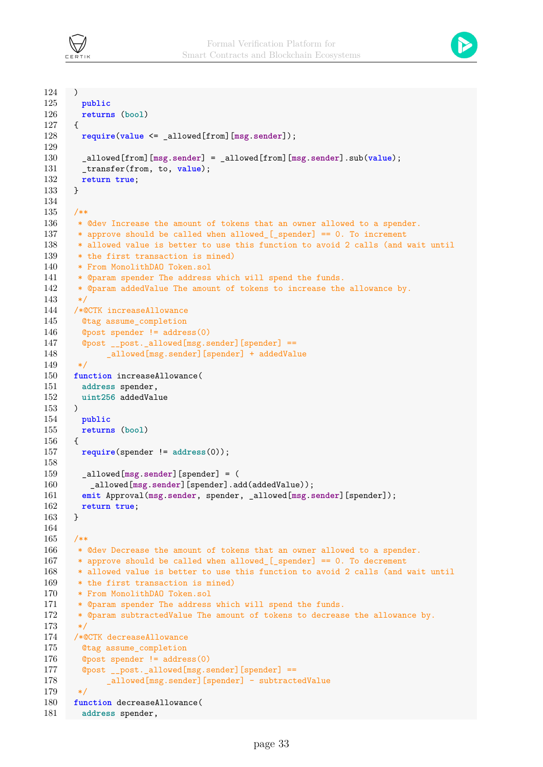```
124     )
125       public
126       returns (bool)
127     {
128       require(value <= _allowed[from][msg.sender]);
129
130       _allowed[from][msg.sender] = _allowed[from][msg.sender].sub(value);
131       _transfer(from, to, value);
132       return true;
133     }
134
135     /**
136      * @dev Increase the amount of tokens that an owner allowed to a spender.
137      * approve should be called when allowed_[_spender] == 0. To increment
138      * allowed value is better to use this function to avoid 2 calls (and wait until
139      * the first transaction is mined)
140      * From MonolithDAO Token.sol
141      * @param spender The address which will spend the funds.
142      * @param addedValue The amount of tokens to increase the allowance by.
143      */
144     /*@CTK increaseAllowance
145       @tag assume_completion
146       @post spender != address(0)
147       @post __post._allowed[msg.sender][spender] ==
148             _allowed[msg.sender][spender] + addedValue
149      */
150     function increaseAllowance(
151       address spender,
152       uint256 addedValue
153     )
154       public
155       returns (bool)
156     {
157       require(spender != address(0));
158
159       _allowed[msg.sender][spender] = (
160         _allowed[msg.sender][spender].add(addedValue));
161       emit Approval(msg.sender, spender, _allowed[msg.sender][spender]);
162       return true;
163     }
164
165     /**
166      * @dev Decrease the amount of tokens that an owner allowed to a spender.
167      * approve should be called when allowed_[_spender] == 0. To decrement
168      * allowed value is better to use this function to avoid 2 calls (and wait until
169      * the first transaction is mined)
170      * From MonolithDAO Token.sol
171      * @param spender The address which will spend the funds.
172      * @param subtractedValue The amount of tokens to decrease the allowance by.
173      */
174     /*@CTK decreaseAllowance
175       @tag assume_completion
176       @post spender != address(0)
177       @post __post._allowed[msg.sender][spender] ==
178             _allowed[msg.sender][spender] - subtractedValue
179      */
180     function decreaseAllowance(
181       address spender,
```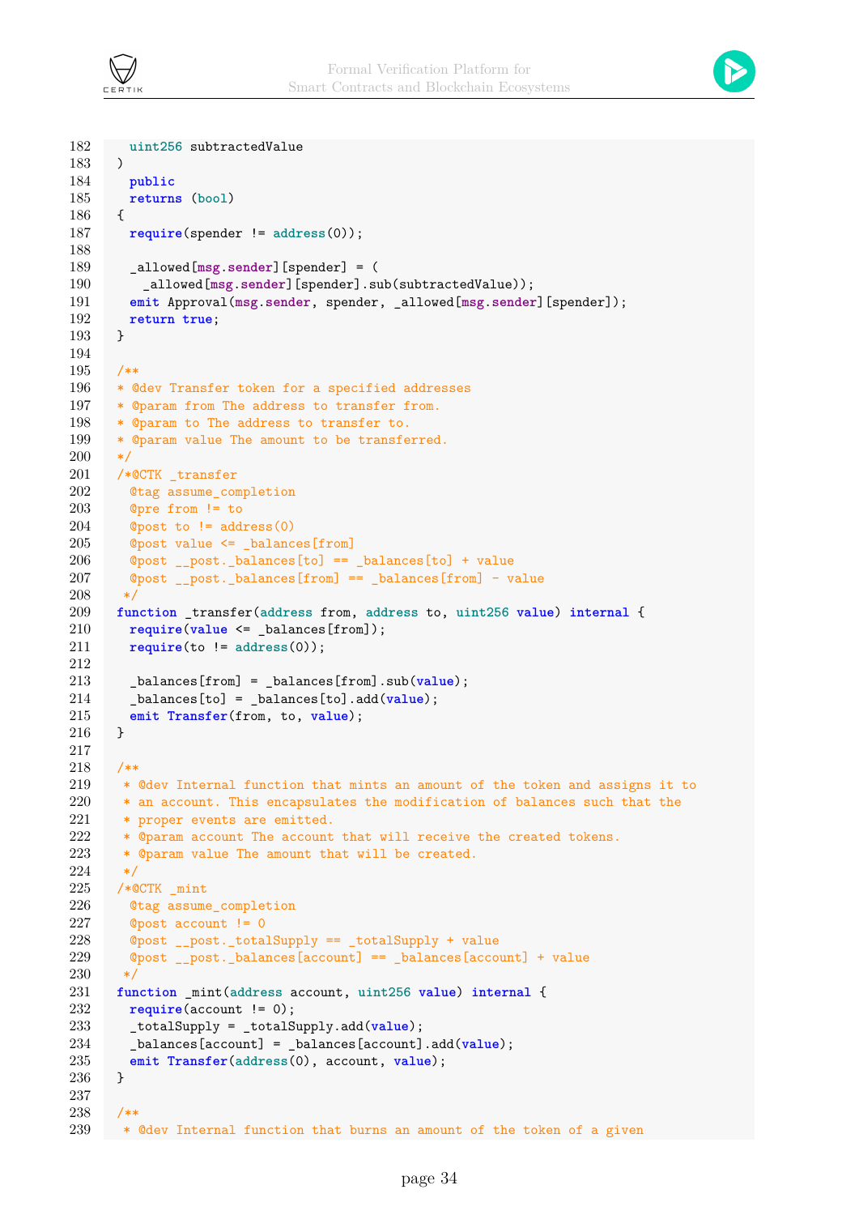```
182     uint256 subtractedValue
183   )
184     public
185     returns (bool)
186   {
187     require(spender != address(0));
188 
189     _allowed[msg.sender][spender] = (
190       _allowed[msg.sender][spender].sub(subtractedValue));
191     emit Approval(msg.sender, spender, _allowed[msg.sender][spender]);
192     return true;
193   }
194 
195   /**
196   * @dev Transfer token for a specified addresses
197   * @param from The address to transfer from.
198   * @param to The address to transfer to.
199   * @param value The amount to be transferred.
200   */
201   /*@CTK _transfer
202     @tag assume_completion
203     @pre from != to
204     @post to != address(0)
205     @post value <= _balances[from]
206     @post __post._balances[to] == _balances[to] + value
207     @post __post._balances[from] == _balances[from] - value
208    */
209   function _transfer(address from, address to, uint256 value) internal {
210     require(value <= _balances[from]);
211     require(to != address(0));
212 
213     _balances[from] = _balances[from].sub(value);
214     _balances[to] = _balances[to].add(value);
215     emit Transfer(from, to, value);
216   }
217 
218   /**
219    * @dev Internal function that mints an amount of the token and assigns it to
220    * an account. This encapsulates the modification of balances such that the
221    * proper events are emitted.
222    * @param account The account that will receive the created tokens.
223    * @param value The amount that will be created.
224    */
225   /*@CTK _mint
226     @tag assume_completion
227     @post account != 0
228     @post __post._totalSupply == _totalSupply + value
229     @post __post._balances[account] == _balances[account] + value
230    */
231   function _mint(address account, uint256 value) internal {
232     require(account != 0);
233     _totalSupply = _totalSupply.add(value);
234     _balances[account] = _balances[account].add(value);
235     emit Transfer(address(0), account, value);
236   }
237 
238   /**
239    * @dev Internal function that burns an amount of the token of a given
```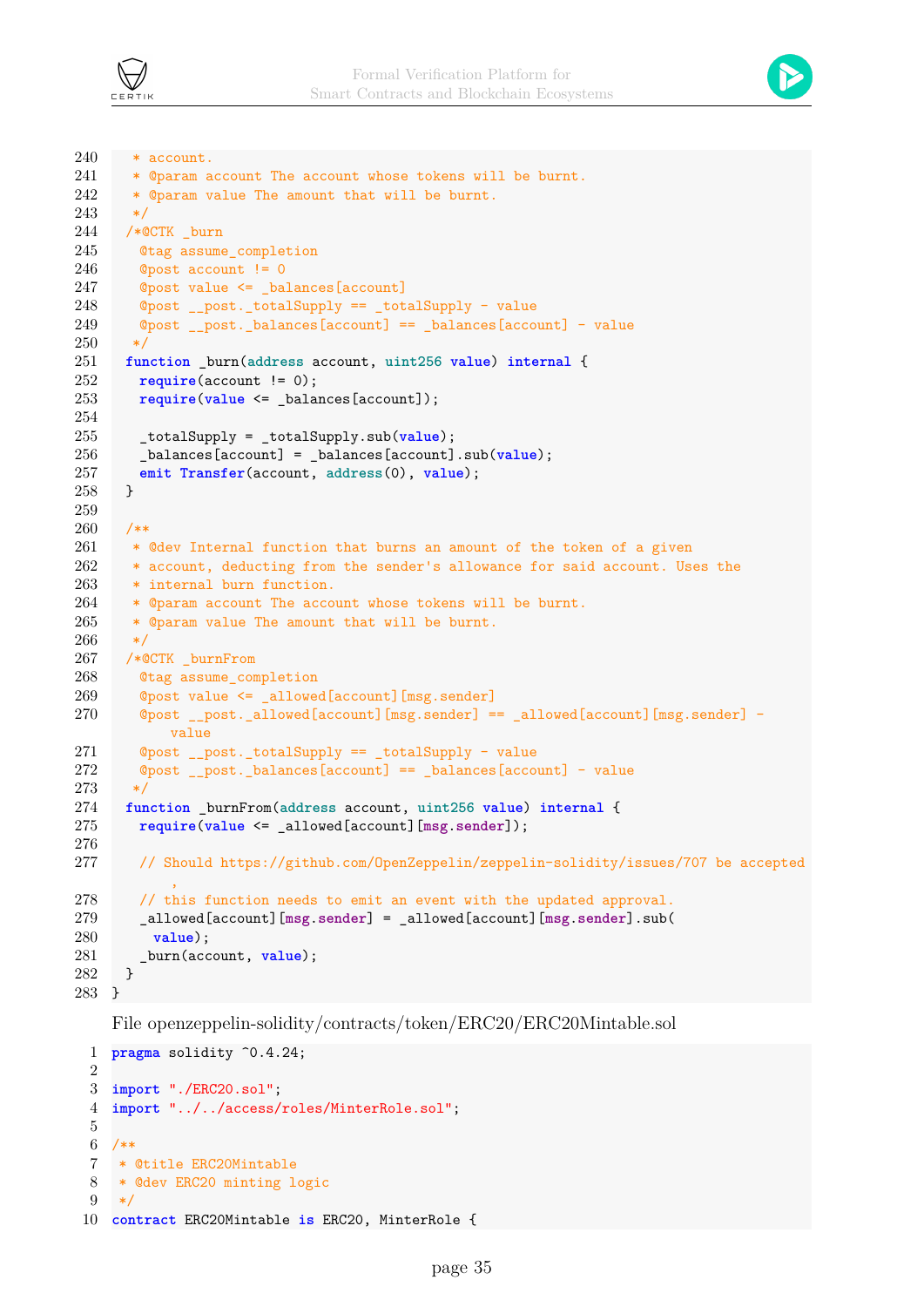```
   * account.
   * @param account The account whose tokens will be burnt.
   * @param value The amount that will be burnt.
   */
  /*@CTK _burn
    @tag assume_completion
    @post account != 0
    @post value <= _balances[account]
    @post __post._totalSupply == _totalSupply - value
    @post __post._balances[account] == _balances[account] - value
   */
  function _burn(address account, uint256 value) internal {
    require(account != 0);
    require(value <= _balances[account]);

    _totalSupply = _totalSupply.sub(value);
    _balances[account] = _balances[account].sub(value);
    emit Transfer(account, address(0), value);
  }

  /**
   * @dev Internal function that burns an amount of the token of a given
   * account, deducting from the sender's allowance for said account. Uses the
   * internal burn function.
   * @param account The account whose tokens will be burnt.
   * @param value The amount that will be burnt.
   */
  /*@CTK _burnFrom
    @tag assume_completion
    @post value <= _allowed[account][msg.sender]
    @post __post._allowed[account][msg.sender] == _allowed[account][msg.sender] -
        value
    @post __post._totalSupply == _totalSupply - value
    @post __post._balances[account] == _balances[account] - value
   */
  function _burnFrom(address account, uint256 value) internal {
    require(value <= _allowed[account][msg.sender]);

    // Should https://github.com/OpenZeppelin/zeppelin-solidity/issues/707 be accepted
        ,
    // this function needs to emit an event with the updated approval.
    _allowed[account][msg.sender] = _allowed[account][msg.sender].sub(
      value);
    _burn(account, value);
  }
}
```

File openzeppelin-solidity/contracts/token/ERC20/ERC20Mintable.sol

```
pragma solidity ^0.4.24;

import "./ERC20.sol";
import "../../access/roles/MinterRole.sol";

/**
 * @title ERC20Mintable
 * @dev ERC20 minting logic
 */
contract ERC20Mintable is ERC20, MinterRole {
```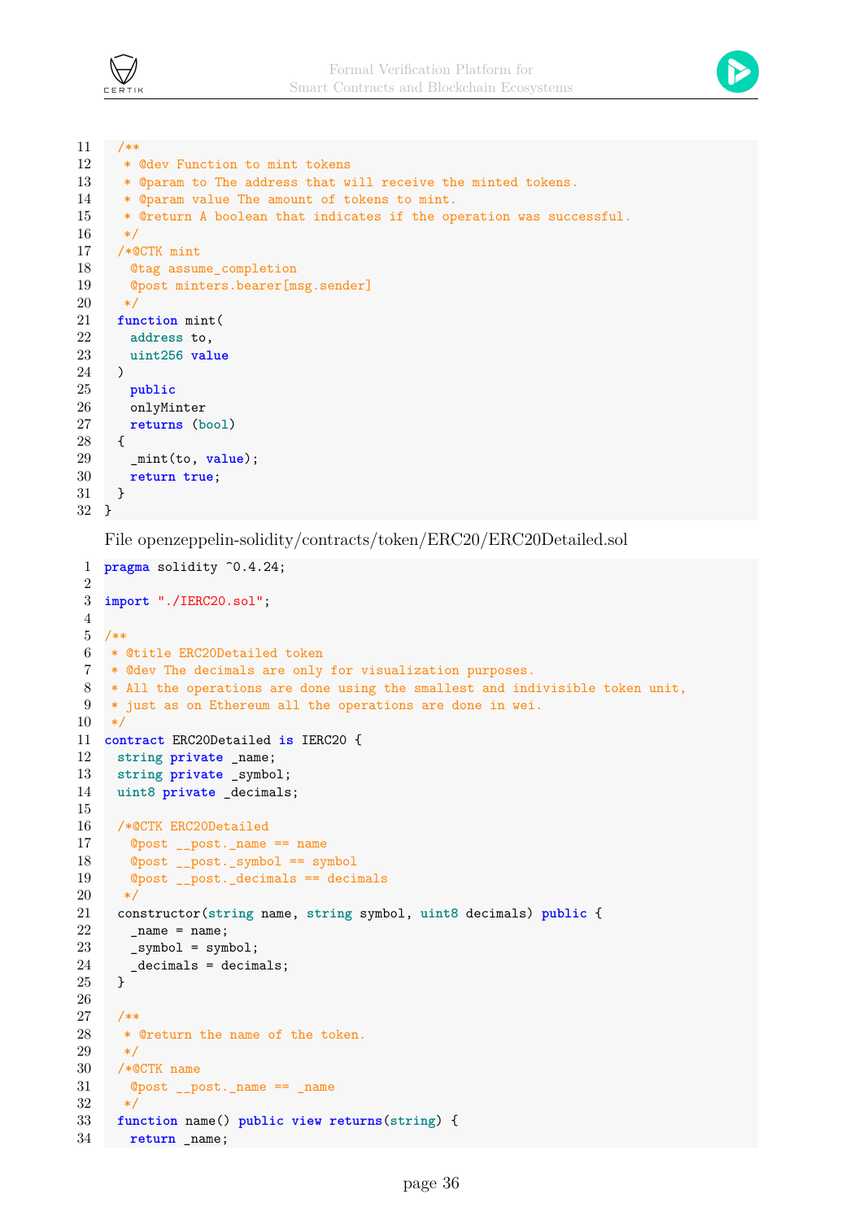```
11   /**
12    * @dev Function to mint tokens
13    * @param to The address that will receive the minted tokens.
14    * @param value The amount of tokens to mint.
15    * @return A boolean that indicates if the operation was successful.
16    */
17   /*@CTK mint
18     @tag assume_completion
19     @post minters.bearer[msg.sender]
20    */
21   function mint(
22     address to,
23     uint256 value
24   )
25     public
26     onlyMinter
27     returns (bool)
28   {
29     _mint(to, value);
30     return true;
31   }
32 }
```

File openzeppelin-solidity/contracts/token/ERC20/ERC20Detailed.sol

```
1  pragma solidity ^0.4.24;
2
3  import "./IERC20.sol";
4
5  /**
6   * @title ERC20Detailed token
7   * @dev The decimals are only for visualization purposes.
8   * All the operations are done using the smallest and indivisible token unit,
9   * just as on Ethereum all the operations are done in wei.
10  */
11 contract ERC20Detailed is IERC20 {
12   string private _name;
13   string private _symbol;
14   uint8 private _decimals;
15
16   /*@CTK ERC20Detailed
17     @post __post._name == name
18     @post __post._symbol == symbol
19     @post __post._decimals == decimals
20    */
21   constructor(string name, string symbol, uint8 decimals) public {
22     _name = name;
23     _symbol = symbol;
24     _decimals = decimals;
25   }
26
27   /**
28    * @return the name of the token.
29    */
30   /*@CTK name
31     @post __post._name == _name
32    */
33   function name() public view returns(string) {
34     return _name;
```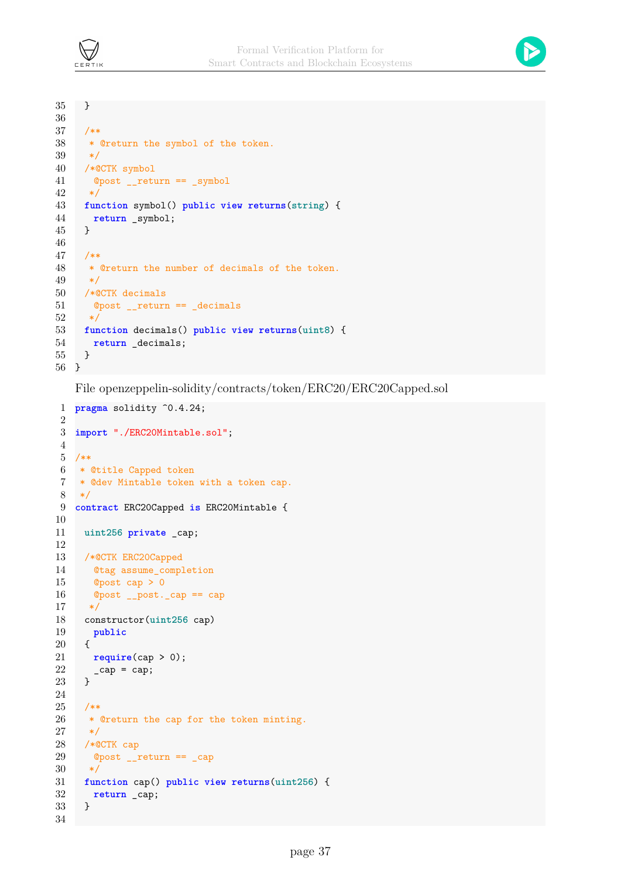```
  }

  /**
   * @return the symbol of the token.
   */
  /*@CTK symbol
    @post __return == _symbol
   */
  function symbol() public view returns(string) {
    return _symbol;
  }

  /**
   * @return the number of decimals of the token.
   */
  /*@CTK decimals
    @post __return == _decimals
   */
  function decimals() public view returns(uint8) {
    return _decimals;
  }
}
```

File openzeppelin-solidity/contracts/token/ERC20/ERC20Capped.sol

```
pragma solidity ^0.4.24;

import "./ERC20Mintable.sol";

/**
 * @title Capped token
 * @dev Mintable token with a token cap.
 */
contract ERC20Capped is ERC20Mintable {

  uint256 private _cap;

  /*@CTK ERC20Capped
    @tag assume_completion
    @post cap > 0
    @post __post._cap == cap
   */
  constructor(uint256 cap)
    public
  {
    require(cap > 0);
    _cap = cap;
  }

  /**
   * @return the cap for the token minting.
   */
  /*@CTK cap
    @post __return == _cap
   */
  function cap() public view returns(uint256) {
    return _cap;
  }

```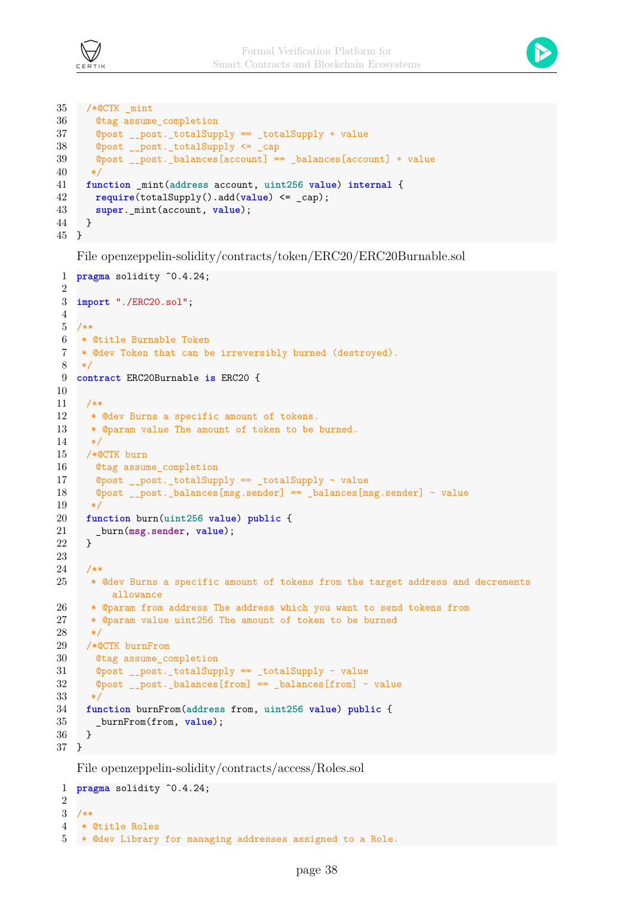```
35   /*@CTK _mint
36     @tag assume_completion
37     @post __post._totalSupply == _totalSupply + value
38     @post __post._totalSupply <= _cap
39     @post __post._balances[account] == _balances[account] + value
40    */
41   function _mint(address account, uint256 value) internal {
42     require(totalSupply().add(value) <= _cap);
43     super._mint(account, value);
44   }
45 }
```

File openzeppelin-solidity/contracts/token/ERC20/ERC20Burnable.sol

```
1  pragma solidity ^0.4.24;
2
3  import "./ERC20.sol";
4
5  /**
6   * @title Burnable Token
7   * @dev Token that can be irreversibly burned (destroyed).
8   */
9  contract ERC20Burnable is ERC20 {
10
11   /**
12    * @dev Burns a specific amount of tokens.
13    * @param value The amount of token to be burned.
14    */
15   /*@CTK burn
16     @tag assume_completion
17     @post __post._totalSupply == _totalSupply - value
18     @post __post._balances[msg.sender] == _balances[msg.sender] - value
19    */
20   function burn(uint256 value) public {
21     _burn(msg.sender, value);
22   }
23
24   /**
25    * @dev Burns a specific amount of tokens from the target address and decrements
         allowance
26    * @param from address The address which you want to send tokens from
27    * @param value uint256 The amount of token to be burned
28    */
29   /*@CTK burnFrom
30     @tag assume_completion
31     @post __post._totalSupply == _totalSupply - value
32     @post __post._balances[from] == _balances[from] - value
33    */
34   function burnFrom(address from, uint256 value) public {
35     _burnFrom(from, value);
36   }
37 }
```

File openzeppelin-solidity/contracts/access/Roles.sol

```
1  pragma solidity ^0.4.24;
2
3  /**
4   * @title Roles
5   * @dev Library for managing addresses assigned to a Role.
```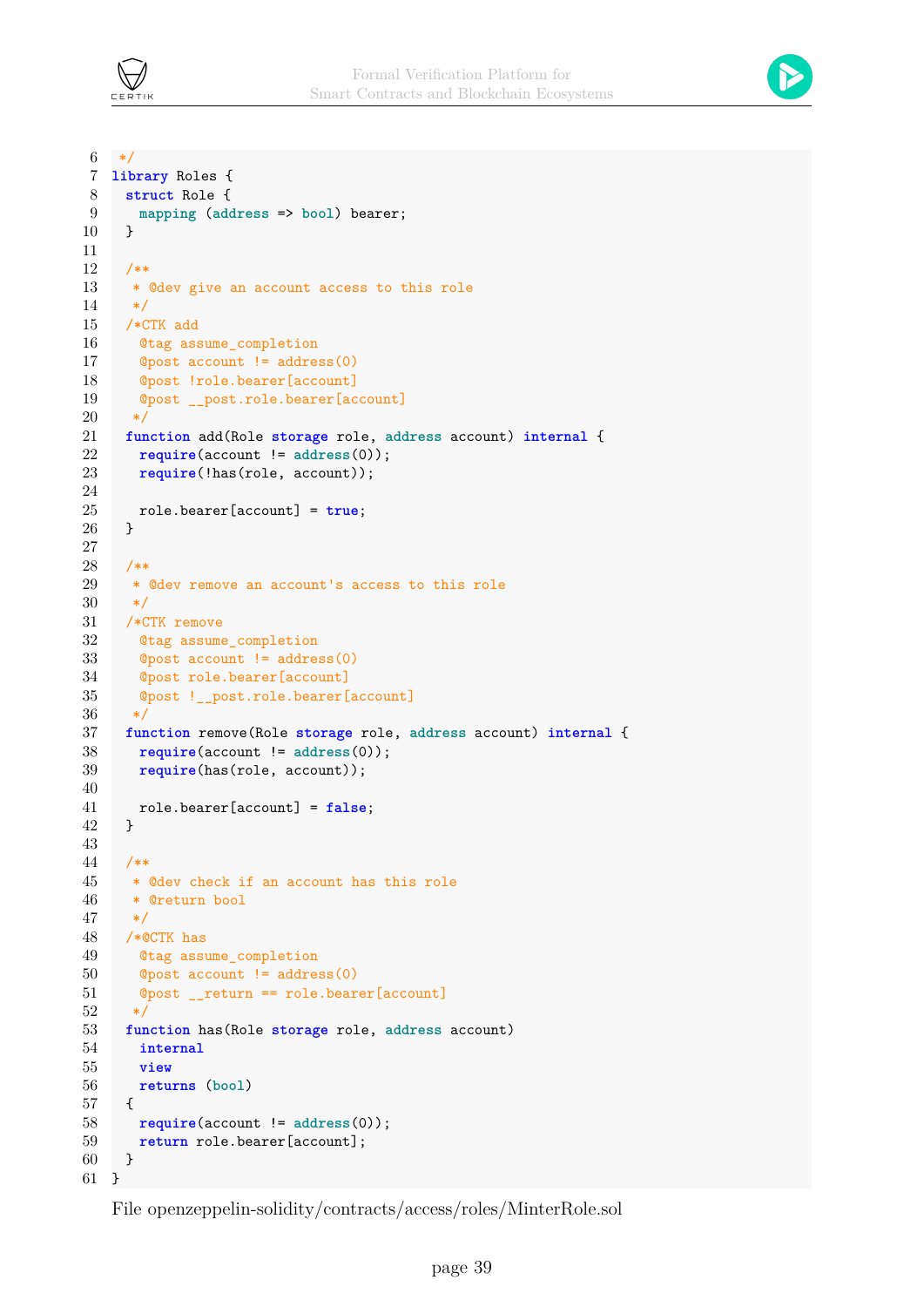```
6    */
7   library Roles {
8     struct Role {
9       mapping (address => bool) bearer;
10    }
11
12    /**
13     * @dev give an account access to this role
14     */
15    /*CTK add
16      @tag assume_completion
17      @post account != address(0)
18      @post !role.bearer[account]
19      @post __post.role.bearer[account]
20     */
21    function add(Role storage role, address account) internal {
22      require(account != address(0));
23      require(!has(role, account));
24
25      role.bearer[account] = true;
26    }
27
28    /**
29     * @dev remove an account's access to this role
30     */
31    /*CTK remove
32      @tag assume_completion
33      @post account != address(0)
34      @post role.bearer[account]
35      @post !__post.role.bearer[account]
36     */
37    function remove(Role storage role, address account) internal {
38      require(account != address(0));
39      require(has(role, account));
40
41      role.bearer[account] = false;
42    }
43
44    /**
45     * @dev check if an account has this role
46     * @return bool
47     */
48    /*@CTK has
49      @tag assume_completion
50      @post account != address(0)
51      @post __return == role.bearer[account]
52     */
53    function has(Role storage role, address account)
54      internal
55      view
56      returns (bool)
57    {
58      require(account != address(0));
59      return role.bearer[account];
60    }
61  }
```

File openzeppelin-solidity/contracts/access/roles/MinterRole.sol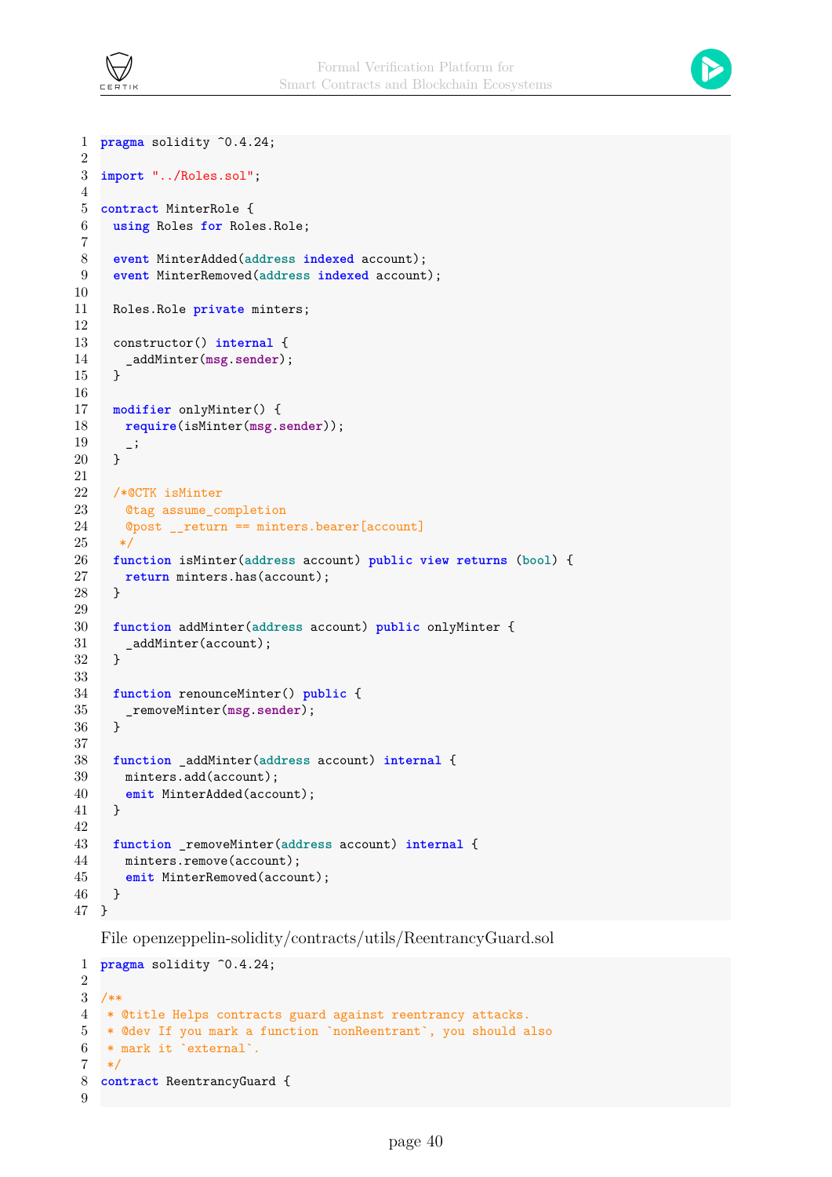```solidity
pragma solidity ^0.4.24;

import "../Roles.sol";

contract MinterRole {
  using Roles for Roles.Role;

  event MinterAdded(address indexed account);
  event MinterRemoved(address indexed account);

  Roles.Role private minters;

  constructor() internal {
    _addMinter(msg.sender);
  }

  modifier onlyMinter() {
    require(isMinter(msg.sender));
    _;
  }

  /*@CTK isMinter
    @tag assume_completion
    @post __return == minters.bearer[account]
   */
  function isMinter(address account) public view returns (bool) {
    return minters.has(account);
  }

  function addMinter(address account) public onlyMinter {
    _addMinter(account);
  }

  function renounceMinter() public {
    _removeMinter(msg.sender);
  }

  function _addMinter(address account) internal {
    minters.add(account);
    emit MinterAdded(account);
  }

  function _removeMinter(address account) internal {
    minters.remove(account);
    emit MinterRemoved(account);
  }
}
```

File openzeppelin-solidity/contracts/utils/ReentrancyGuard.sol

```solidity
pragma solidity ^0.4.24;

/**
 * @title Helps contracts guard against reentrancy attacks.
 * @dev If you mark a function `nonReentrant`, you should also
 * mark it `external`.
 */
contract ReentrancyGuard {

```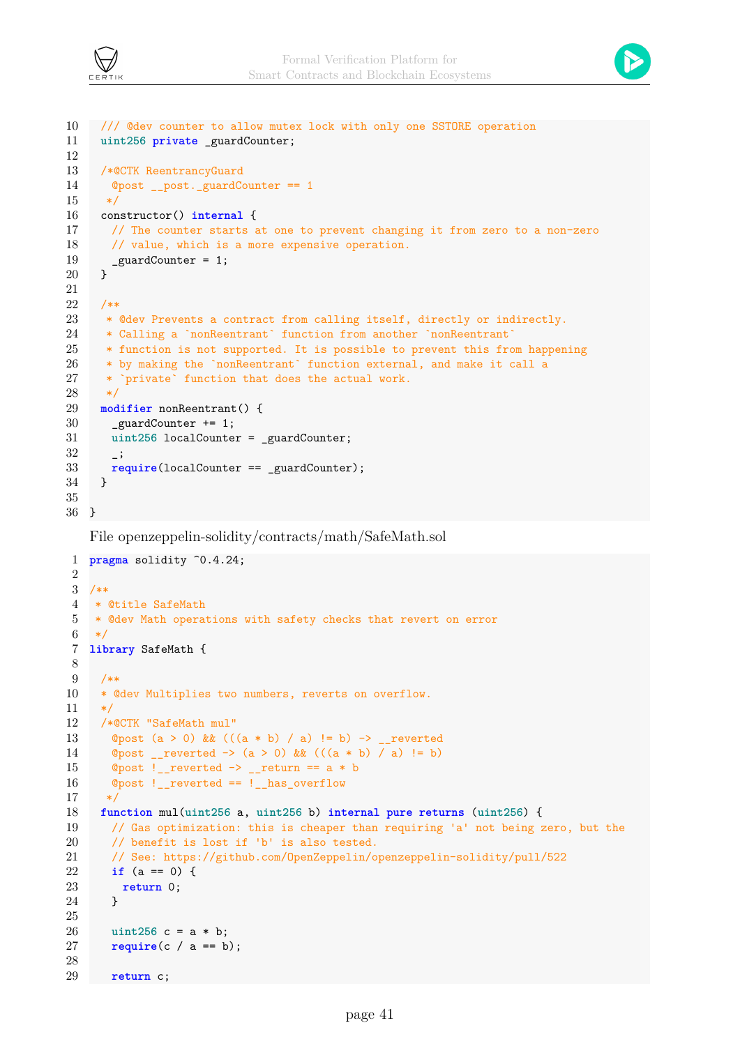```
  /// @dev counter to allow mutex lock with only one SSTORE operation
  uint256 private _guardCounter;

  /*@CTK ReentrancyGuard
    @post __post._guardCounter == 1
   */
  constructor() internal {
    // The counter starts at one to prevent changing it from zero to a non-zero
    // value, which is a more expensive operation.
    _guardCounter = 1;
  }

  /**
   * @dev Prevents a contract from calling itself, directly or indirectly.
   * Calling a `nonReentrant` function from another `nonReentrant`
   * function is not supported. It is possible to prevent this from happening
   * by making the `nonReentrant` function external, and make it call a
   * `private` function that does the actual work.
   */
  modifier nonReentrant() {
    _guardCounter += 1;
    uint256 localCounter = _guardCounter;
    _;
    require(localCounter == _guardCounter);
  }

}
```

File openzeppelin-solidity/contracts/math/SafeMath.sol

```
pragma solidity ^0.4.24;

/**
 * @title SafeMath
 * @dev Math operations with safety checks that revert on error
 */
library SafeMath {

  /**
  * @dev Multiplies two numbers, reverts on overflow.
  */
  /*@CTK "SafeMath mul"
    @post (a > 0) && (((a * b) / a) != b) -> __reverted
    @post __reverted -> (a > 0) && (((a * b) / a) != b)
    @post !__reverted -> __return == a * b
    @post !__reverted == !__has_overflow
   */
  function mul(uint256 a, uint256 b) internal pure returns (uint256) {
    // Gas optimization: this is cheaper than requiring 'a' not being zero, but the
    // benefit is lost if 'b' is also tested.
    // See: https://github.com/OpenZeppelin/openzeppelin-solidity/pull/522
    if (a == 0) {
      return 0;
    }

    uint256 c = a * b;
    require(c / a == b);

    return c;
```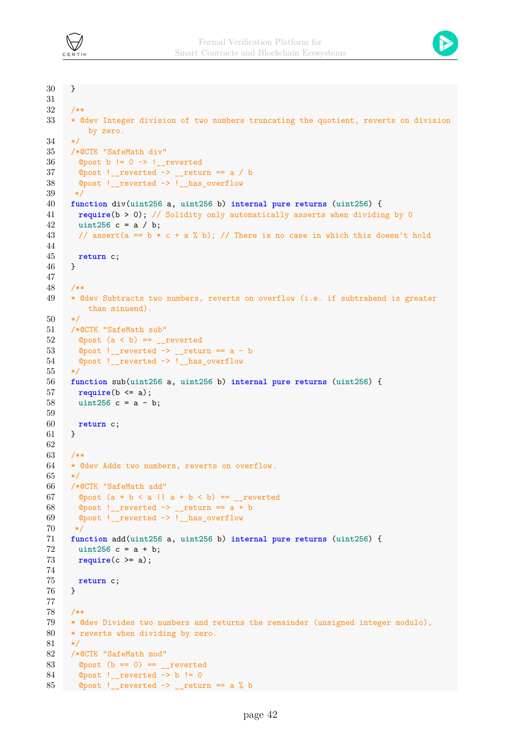```
}

/**
* @dev Integer division of two numbers truncating the quotient, reverts on division
    by zero.
*/
/*@CTK "SafeMath div"
  @post b != 0 -> !__reverted
  @post !__reverted -> __return == a / b
  @post !__reverted -> !__has_overflow
 */
function div(uint256 a, uint256 b) internal pure returns (uint256) {
  require(b > 0); // Solidity only automatically asserts when dividing by 0
  uint256 c = a / b;
  // assert(a == b * c + a % b); // There is no case in which this doesn't hold

  return c;
}

/**
* @dev Subtracts two numbers, reverts on overflow (i.e. if subtrahend is greater
    than minuend).
*/
/*@CTK "SafeMath sub"
  @post (a < b) == __reverted
  @post !__reverted -> __return == a - b
  @post !__reverted -> !__has_overflow
*/
function sub(uint256 a, uint256 b) internal pure returns (uint256) {
  require(b <= a);
  uint256 c = a - b;

  return c;
}

/**
* @dev Adds two numbers, reverts on overflow.
*/
/*@CTK "SafeMath add"
  @post (a + b < a || a + b < b) == __reverted
  @post !__reverted -> __return == a + b
  @post !__reverted -> !__has_overflow
 */
function add(uint256 a, uint256 b) internal pure returns (uint256) {
  uint256 c = a + b;
  require(c >= a);

  return c;
}

/**
* @dev Divides two numbers and returns the remainder (unsigned integer modulo),
* reverts when dividing by zero.
*/
/*@CTK "SafeMath mod"
  @post (b == 0) == __reverted
  @post !__reverted -> b != 0
  @post !__reverted -> __return == a % b
```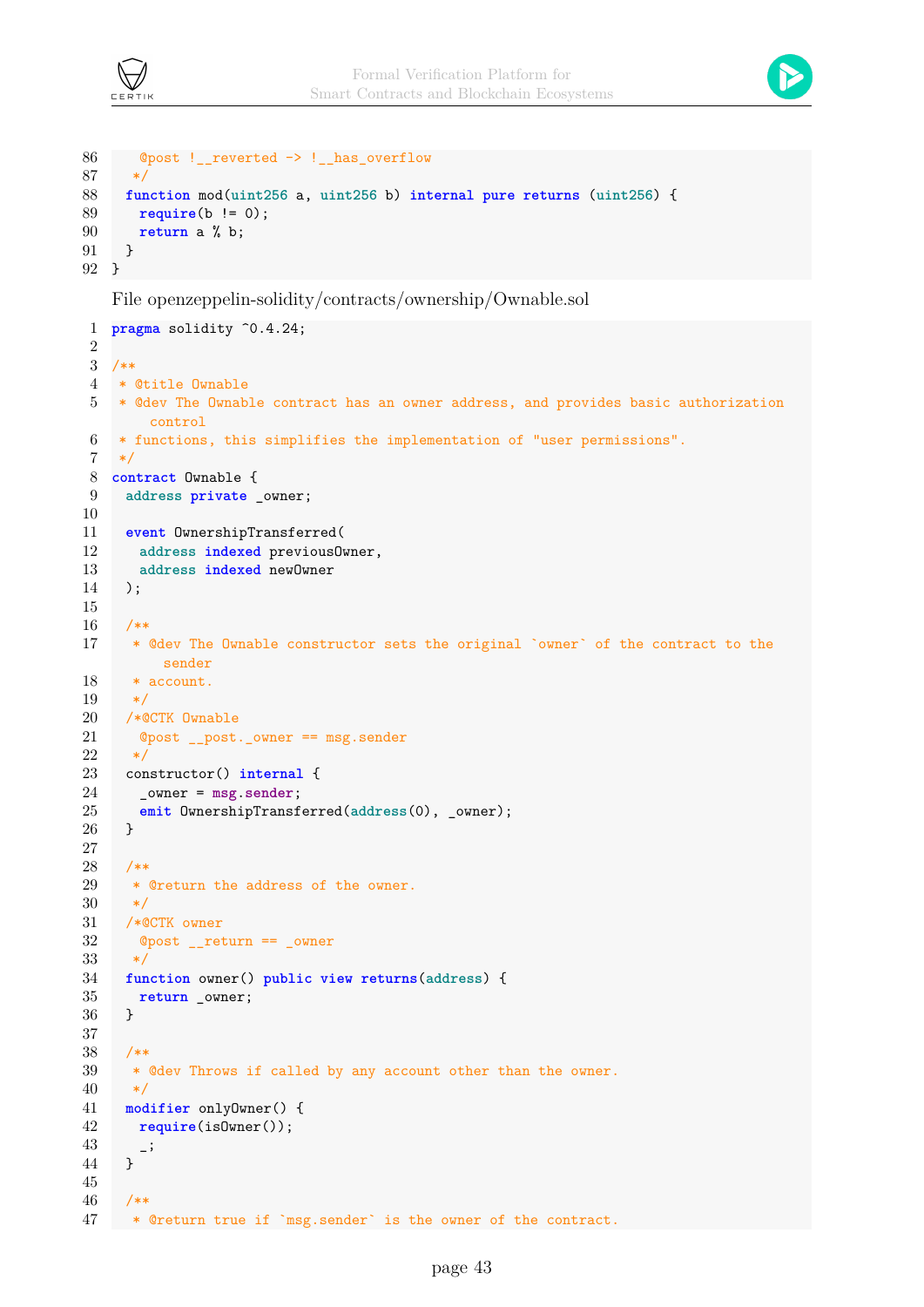```
    @post !__reverted -> !__has_overflow
   */
  function mod(uint256 a, uint256 b) internal pure returns (uint256) {
    require(b != 0);
    return a % b;
  }
}
```

File openzeppelin-solidity/contracts/ownership/Ownable.sol

```
pragma solidity ^0.4.24;

/**
 * @title Ownable
 * @dev The Ownable contract has an owner address, and provides basic authorization
     control
 * functions, this simplifies the implementation of "user permissions".
 */
contract Ownable {
  address private _owner;

  event OwnershipTransferred(
    address indexed previousOwner,
    address indexed newOwner
  );

  /**
   * @dev The Ownable constructor sets the original `owner` of the contract to the
       sender
   * account.
   */
  /*@CTK Ownable
    @post __post._owner == msg.sender
   */
  constructor() internal {
    _owner = msg.sender;
    emit OwnershipTransferred(address(0), _owner);
  }

  /**
   * @return the address of the owner.
   */
  /*@CTK owner
    @post __return == _owner
   */
  function owner() public view returns(address) {
    return _owner;
  }

  /**
   * @dev Throws if called by any account other than the owner.
   */
  modifier onlyOwner() {
    require(isOwner());
    _;
  }

  /**
   * @return true if `msg.sender` is the owner of the contract.
```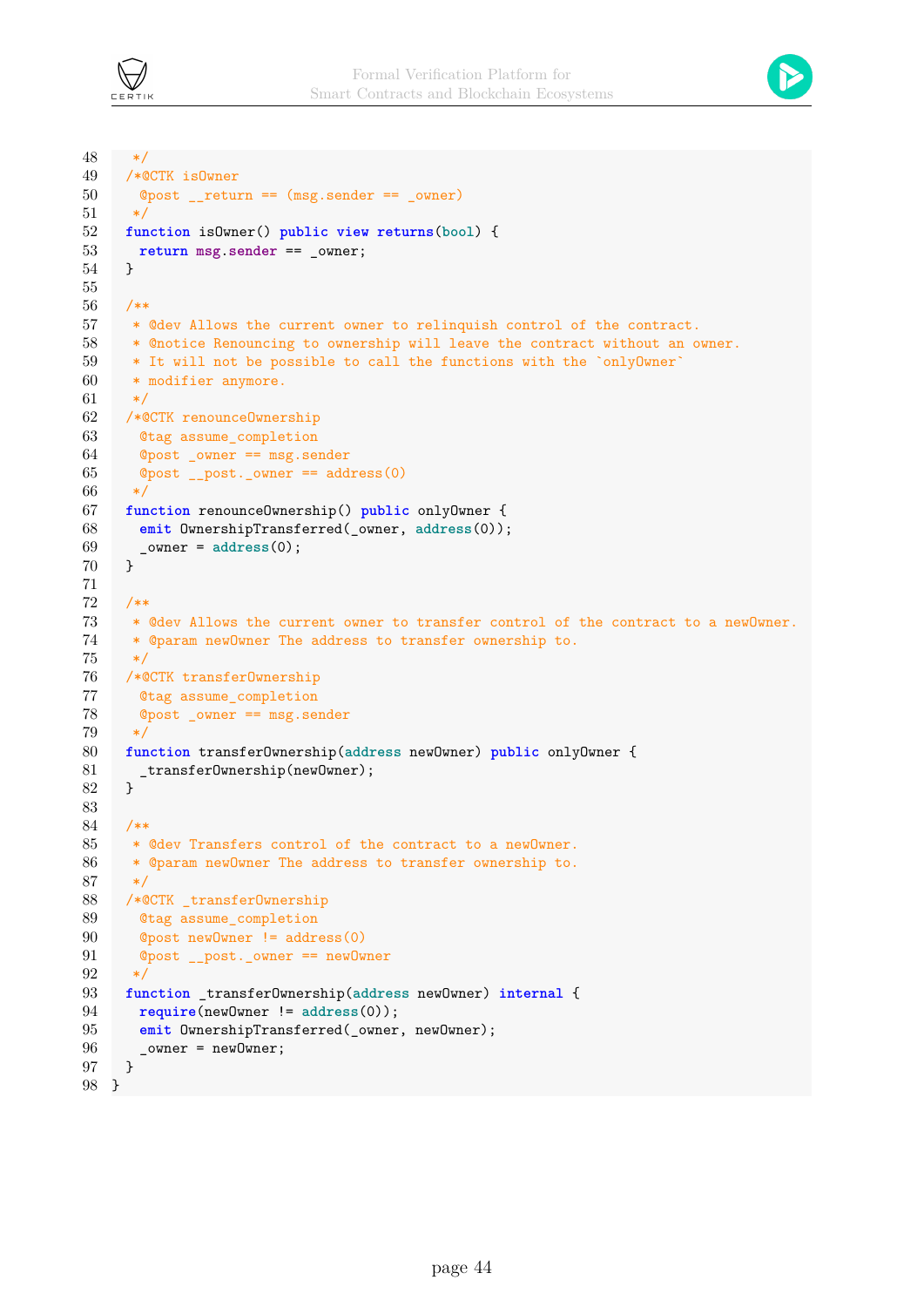```
48     */
49   /*@CTK isOwner
50     @post __return == (msg.sender == _owner)
51    */
52   function isOwner() public view returns(bool) {
53     return msg.sender == _owner;
54   }
55
56   /**
57    * @dev Allows the current owner to relinquish control of the contract.
58    * @notice Renouncing to ownership will leave the contract without an owner.
59    * It will not be possible to call the functions with the `onlyOwner`
60    * modifier anymore.
61    */
62   /*@CTK renounceOwnership
63     @tag assume_completion
64     @post _owner == msg.sender
65     @post __post._owner == address(0)
66    */
67   function renounceOwnership() public onlyOwner {
68     emit OwnershipTransferred(_owner, address(0));
69     _owner = address(0);
70   }
71
72   /**
73    * @dev Allows the current owner to transfer control of the contract to a newOwner.
74    * @param newOwner The address to transfer ownership to.
75    */
76   /*@CTK transferOwnership
77     @tag assume_completion
78     @post _owner == msg.sender
79    */
80   function transferOwnership(address newOwner) public onlyOwner {
81     _transferOwnership(newOwner);
82   }
83
84   /**
85    * @dev Transfers control of the contract to a newOwner.
86    * @param newOwner The address to transfer ownership to.
87    */
88   /*@CTK _transferOwnership
89     @tag assume_completion
90     @post newOwner != address(0)
91     @post __post._owner == newOwner
92    */
93   function _transferOwnership(address newOwner) internal {
94     require(newOwner != address(0));
95     emit OwnershipTransferred(_owner, newOwner);
96     _owner = newOwner;
97   }
98 }
```